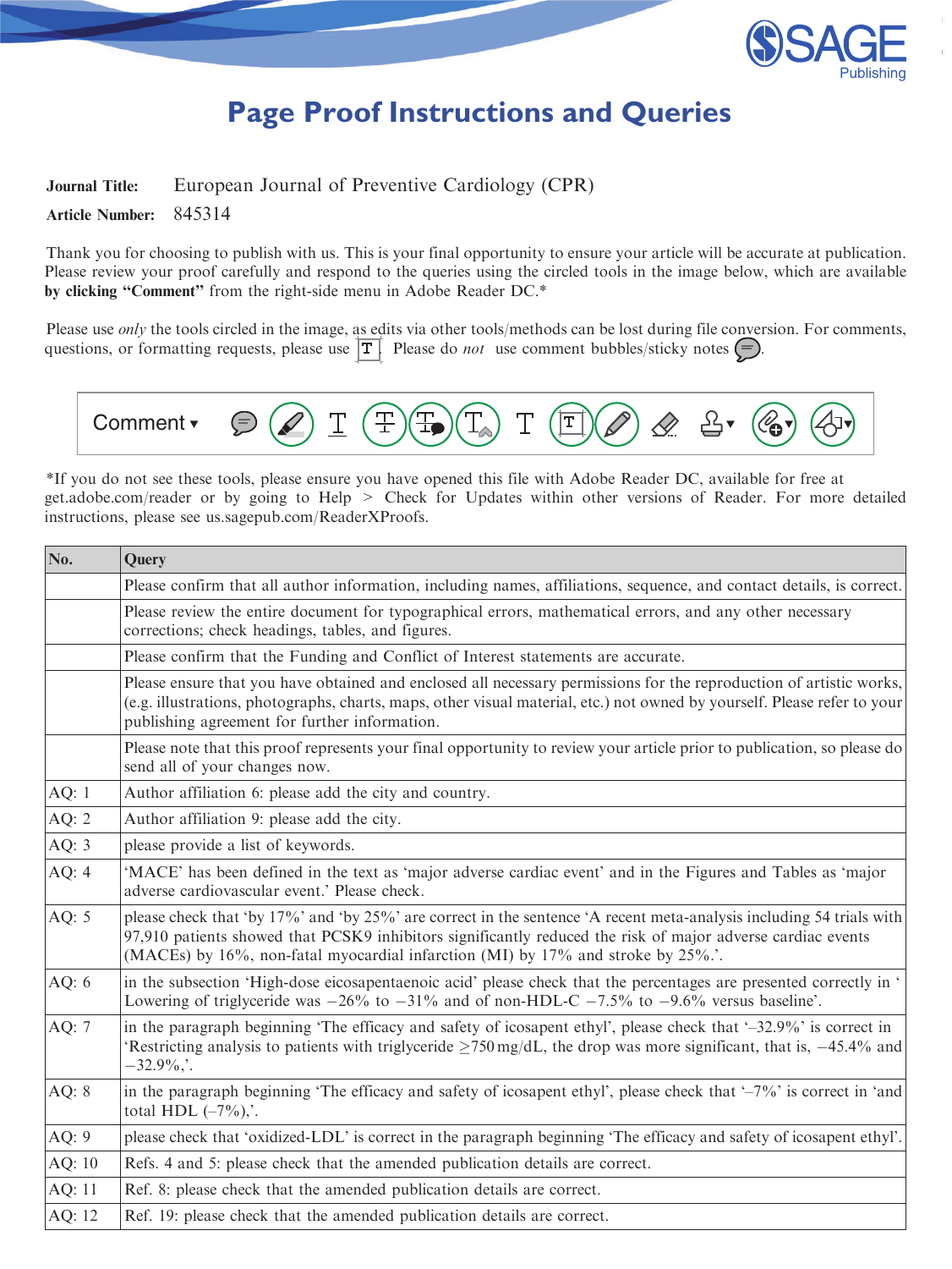# Page Proof Instructions and Queries

**Journal Title:** European Journal of Preventive Cardiology (CPR)

**Article Number:** 845314

Thank you for choosing to publish with us. This is your final opportunity to ensure your article will be accurate at publication. Please review your proof carefully and respond to the queries using the circled tools in the image below, which are available **by clicking "Comment"** from the right-side menu in Adobe Reader DC.*

Please use *only* the tools circled in the image, as edits via other tools/methods can be lost during file conversion. For comments, questions, or formatting requests, please use T. Please do *not* use comment bubbles/sticky notes.

Comment ▾

*If you do not see these tools, please ensure you have opened this file with Adobe Reader DC, available for free at get.adobe.com/reader or by going to Help > Check for Updates within other versions of Reader. For more detailed instructions, please see us.sagepub.com/ReaderXProofs.

| No. | Query |
|---|---|
| | Please confirm that all author information, including names, affiliations, sequence, and contact details, is correct. |
| | Please review the entire document for typographical errors, mathematical errors, and any other necessary corrections; check headings, tables, and figures. |
| | Please confirm that the Funding and Conflict of Interest statements are accurate. |
| | Please ensure that you have obtained and enclosed all necessary permissions for the reproduction of artistic works, (e.g. illustrations, photographs, charts, maps, other visual material, etc.) not owned by yourself. Please refer to your publishing agreement for further information. |
| | Please note that this proof represents your final opportunity to review your article prior to publication, so please do send all of your changes now. |
| AQ: 1 | Author affiliation 6: please add the city and country. |
| AQ: 2 | Author affiliation 9: please add the city. |
| AQ: 3 | please provide a list of keywords. |
| AQ: 4 | 'MACE' has been defined in the text as 'major adverse cardiac event' and in the Figures and Tables as 'major adverse cardiovascular event.' Please check. |
| AQ: 5 | please check that 'by 17%' and 'by 25%' are correct in the sentence 'A recent meta-analysis including 54 trials with 97,910 patients showed that PCSK9 inhibitors significantly reduced the risk of major adverse cardiac events (MACEs) by 16%, non-fatal myocardial infarction (MI) by 17% and stroke by 25%.'. |
| AQ: 6 | in the subsection 'High-dose eicosapentaenoic acid' please check that the percentages are presented correctly in ' Lowering of triglyceride was −26% to −31% and of non-HDL-C −7.5% to −9.6% versus baseline'. |
| AQ: 7 | in the paragraph beginning 'The efficacy and safety of icosapent ethyl', please check that '–32.9%' is correct in 'Restricting analysis to patients with triglyceride ≥750 mg/dL, the drop was more significant, that is, −45.4% and −32.9%,'. |
| AQ: 8 | in the paragraph beginning 'The efficacy and safety of icosapent ethyl', please check that '–7%' is correct in 'and total HDL (–7%),'. |
| AQ: 9 | please check that 'oxidized-LDL' is correct in the paragraph beginning 'The efficacy and safety of icosapent ethyl'. |
| AQ: 10 | Refs. 4 and 5: please check that the amended publication details are correct. |
| AQ: 11 | Ref. 8: please check that the amended publication details are correct. |
| AQ: 12 | Ref. 19: please check that the amended publication details are correct. |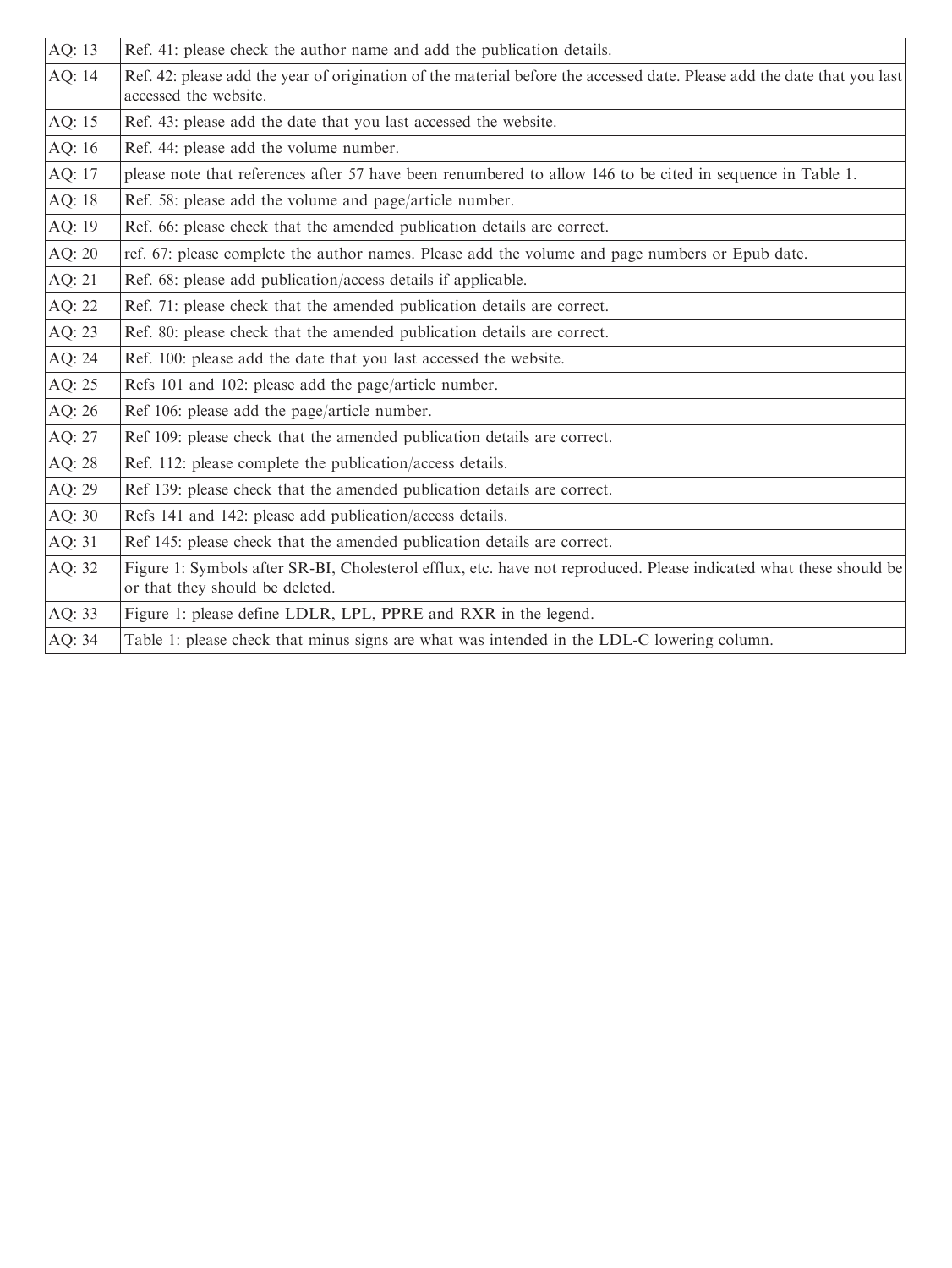| AQ: 13 | Ref. 41: please check the author name and add the publication details. |
| --- | --- |
| AQ: 14 | Ref. 42: please add the year of origination of the material before the accessed date. Please add the date that you last accessed the website. |
| AQ: 15 | Ref. 43: please add the date that you last accessed the website. |
| AQ: 16 | Ref. 44: please add the volume number. |
| AQ: 17 | please note that references after 57 have been renumbered to allow 146 to be cited in sequence in Table 1. |
| AQ: 18 | Ref. 58: please add the volume and page/article number. |
| AQ: 19 | Ref. 66: please check that the amended publication details are correct. |
| AQ: 20 | ref. 67: please complete the author names. Please add the volume and page numbers or Epub date. |
| AQ: 21 | Ref. 68: please add publication/access details if applicable. |
| AQ: 22 | Ref. 71: please check that the amended publication details are correct. |
| AQ: 23 | Ref. 80: please check that the amended publication details are correct. |
| AQ: 24 | Ref. 100: please add the date that you last accessed the website. |
| AQ: 25 | Refs 101 and 102: please add the page/article number. |
| AQ: 26 | Ref 106: please add the page/article number. |
| AQ: 27 | Ref 109: please check that the amended publication details are correct. |
| AQ: 28 | Ref. 112: please complete the publication/access details. |
| AQ: 29 | Ref 139: please check that the amended publication details are correct. |
| AQ: 30 | Refs 141 and 142: please add publication/access details. |
| AQ: 31 | Ref 145: please check that the amended publication details are correct. |
| AQ: 32 | Figure 1: Symbols after SR-BI, Cholesterol efflux, etc. have not reproduced. Please indicated what these should be or that they should be deleted. |
| AQ: 33 | Figure 1: please define LDLR, LPL, PPRE and RXR in the legend. |
| AQ: 34 | Table 1: please check that minus signs are what was intended in the LDL-C lowering column. |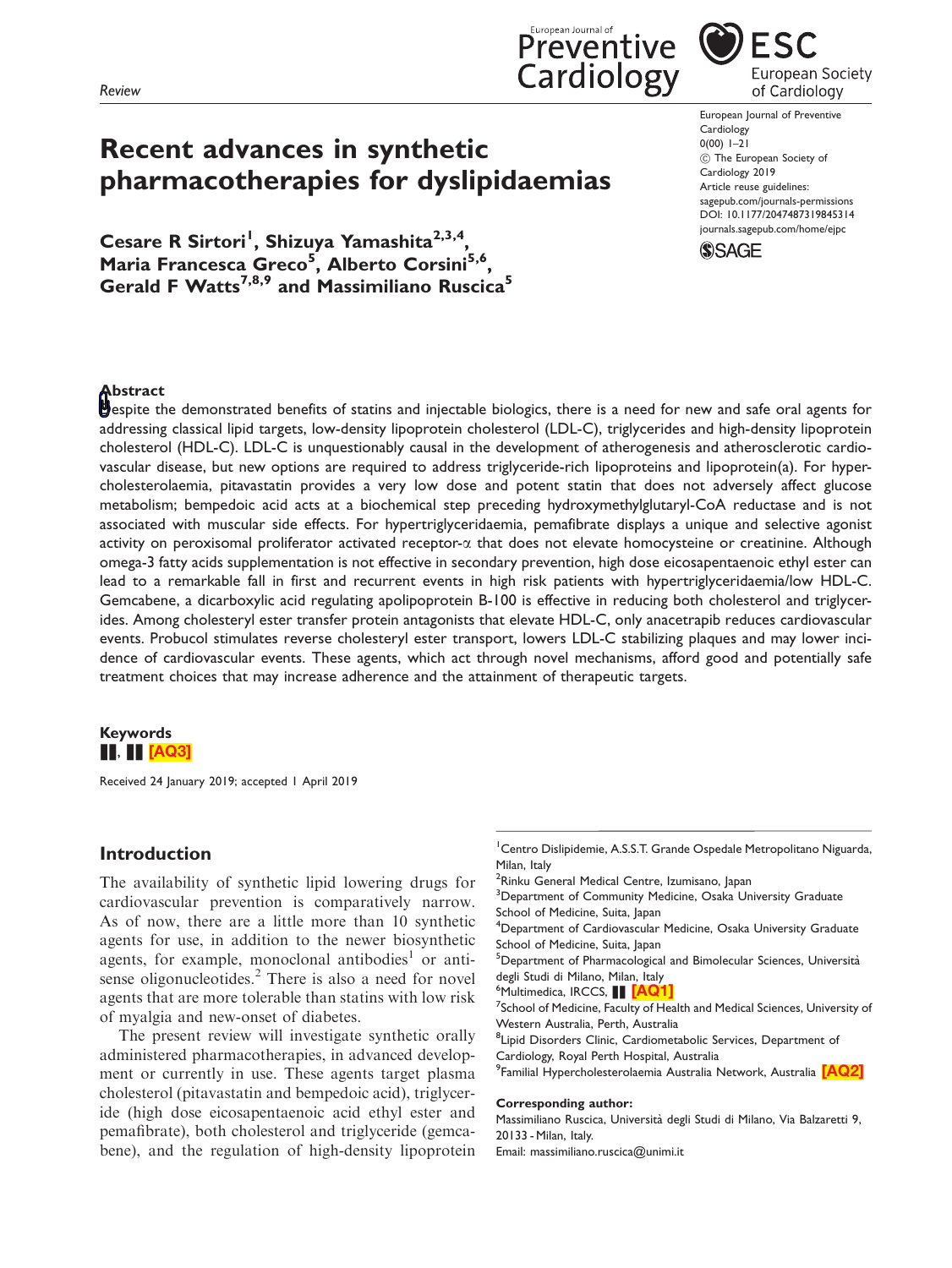Review

# Recent advances in synthetic pharmacotherapies for dyslipidaemias

European Journal of Preventive Cardiology
0(00) 1–21
© The European Society of Cardiology 2019
Article reuse guidelines: sagepub.com/journals-permissions
DOI: 10.1177/2047487319845314
journals.sagepub.com/home/ejpc

**Cesare R Sirtori[1], Shizuya Yamashita[2,3,4], Maria Francesca Greco[5], Alberto Corsini[5,6], Gerald F Watts[7,8,9] and Massimiliano Ruscica[5]**

## Abstract

Despite the demonstrated benefits of statins and injectable biologics, there is a need for new and safe oral agents for addressing classical lipid targets, low-density lipoprotein cholesterol (LDL-C), triglycerides and high-density lipoprotein cholesterol (HDL-C). LDL-C is unquestionably causal in the development of atherogenesis and atherosclerotic cardiovascular disease, but new options are required to address triglyceride-rich lipoproteins and lipoprotein(a). For hypercholesterolaemia, pitavastatin provides a very low dose and potent statin that does not adversely affect glucose metabolism; bempedoic acid acts at a biochemical step preceding hydroxymethylglutaryl-CoA reductase and is not associated with muscular side effects. For hypertriglyceridaemia, pemafibrate displays a unique and selective agonist activity on peroxisomal proliferator activated receptor-α that does not elevate homocysteine or creatinine. Although omega-3 fatty acids supplementation is not effective in secondary prevention, high dose eicosapentaenoic ethyl ester can lead to a remarkable fall in first and recurrent events in high risk patients with hypertriglyceridaemia/low HDL-C. Gemcabene, a dicarboxylic acid regulating apolipoprotein B-100 is effective in reducing both cholesterol and triglycerides. Among cholesteryl ester transfer protein antagonists that elevate HDL-C, only anacetrapib reduces cardiovascular events. Probucol stimulates reverse cholesteryl ester transport, lowers LDL-C stabilizing plaques and may lower incidence of cardiovascular events. These agents, which act through novel mechanisms, afford good and potentially safe treatment choices that may increase adherence and the attainment of therapeutic targets.

### Keywords

▮▮, ▮▮ [AQ3]

Received 24 January 2019; accepted 1 April 2019

## Introduction

The availability of synthetic lipid lowering drugs for cardiovascular prevention is comparatively narrow. As of now, there are a little more than 10 synthetic agents for use, in addition to the newer biosynthetic agents, for example, monoclonal antibodies[1] or antisense oligonucleotides.[2] There is also a need for novel agents that are more tolerable than statins with low risk of myalgia and new-onset of diabetes.

The present review will investigate synthetic orally administered pharmacotherapies, in advanced development or currently in use. These agents target plasma cholesterol (pitavastatin and bempedoic acid), triglyceride (high dose eicosapentaenoic acid ethyl ester and pemafibrate), both cholesterol and triglyceride (gemcabene), and the regulation of high-density lipoprotein

[1]Centro Dislipidemie, A.S.S.T. Grande Ospedale Metropolitano Niguarda, Milan, Italy
[2]Rinku General Medical Centre, Izumisano, Japan
[3]Department of Community Medicine, Osaka University Graduate School of Medicine, Suita, Japan
[4]Department of Cardiovascular Medicine, Osaka University Graduate School of Medicine, Suita, Japan
[5]Department of Pharmacological and Bimolecular Sciences, Università degli Studi di Milano, Milan, Italy
[6]Multimedica, IRCCS, ▮▮ [AQ1]
[7]School of Medicine, Faculty of Health and Medical Sciences, University of Western Australia, Perth, Australia
[8]Lipid Disorders Clinic, Cardiometabolic Services, Department of Cardiology, Royal Perth Hospital, Australia
[9]Familial Hypercholesterolaemia Australia Network, Australia [AQ2]

**Corresponding author:**
Massimiliano Ruscica, Università degli Studi di Milano, Via Balzaretti 9, 20133 - Milan, Italy.
Email: massimiliano.ruscica@unimi.it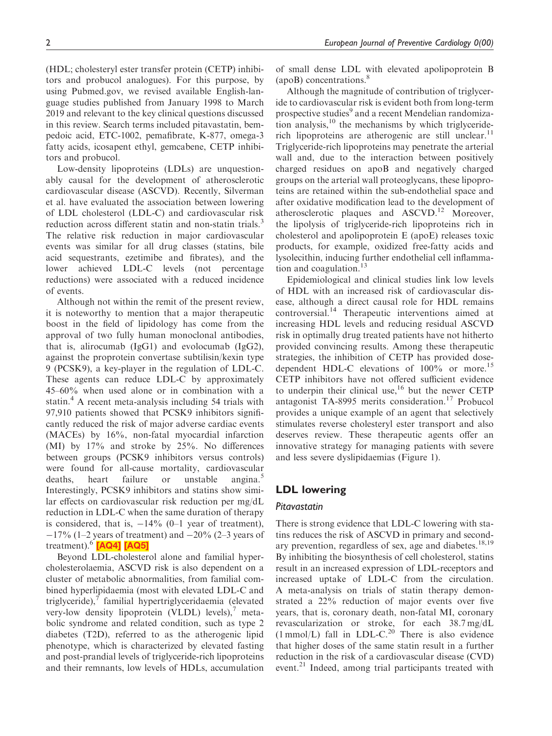(HDL; cholesteryl ester transfer protein (CETP) inhibitors and probucol analogues). For this purpose, by using Pubmed.gov, we revised available English-language studies published from January 1998 to March 2019 and relevant to the key clinical questions discussed in this review. Search terms included pitavastatin, bempedoic acid, ETC-1002, pemafibrate, K-877, omega-3 fatty acids, icosapent ethyl, gemcabene, CETP inhibitors and probucol.

Low-density lipoproteins (LDLs) are unquestionably causal for the development of atherosclerotic cardiovascular disease (ASCVD). Recently, Silverman et al. have evaluated the association between lowering of LDL cholesterol (LDL-C) and cardiovascular risk reduction across different statin and non-statin trials.[3] The relative risk reduction in major cardiovascular events was similar for all drug classes (statins, bile acid sequestrants, ezetimibe and fibrates), and the lower achieved LDL-C levels (not percentage reductions) were associated with a reduced incidence of events.

Although not within the remit of the present review, it is noteworthy to mention that a major therapeutic boost in the field of lipidology has come from the approval of two fully human monoclonal antibodies, that is, alirocumab (IgG1) and evolocumab (IgG2), against the proprotein convertase subtilisin/kexin type 9 (PCSK9), a key-player in the regulation of LDL-C. These agents can reduce LDL-C by approximately 45–60% when used alone or in combination with a statin.[4] A recent meta-analysis including 54 trials with 97,910 patients showed that PCSK9 inhibitors significantly reduced the risk of major adverse cardiac events (MACEs) by 16%, non-fatal myocardial infarction (MI) by 17% and stroke by 25%. No differences between groups (PCSK9 inhibitors versus controls) were found for all-cause mortality, cardiovascular deaths, heart failure or unstable angina.[5] Interestingly, PCSK9 inhibitors and statins show similar effects on cardiovascular risk reduction per mg/dL reduction in LDL-C when the same duration of therapy is considered, that is, −14% (0–1 year of treatment), −17% (1–2 years of treatment) and −20% (2–3 years of treatment).[6] [AQ4] [AQ5]

Beyond LDL-cholesterol alone and familial hypercholesterolaemia, ASCVD risk is also dependent on a cluster of metabolic abnormalities, from familial combined hyperlipidaemia (most with elevated LDL-C and triglyceride),[7] familial hypertriglyceridaemia (elevated very-low density lipoprotein (VLDL) levels),[7] metabolic syndrome and related condition, such as type 2 diabetes (T2D), referred to as the atherogenic lipid phenotype, which is characterized by elevated fasting and post-prandial levels of triglyceride-rich lipoproteins and their remnants, low levels of HDLs, accumulation of small dense LDL with elevated apolipoprotein B (apoB) concentrations.[8]

Although the magnitude of contribution of triglyceride to cardiovascular risk is evident both from long-term prospective studies[9] and a recent Mendelian randomization analysis,[10] the mechanisms by which triglyceride-rich lipoproteins are atherogenic are still unclear.[11] Triglyceride-rich lipoproteins may penetrate the arterial wall and, due to the interaction between positively charged residues on apoB and negatively charged groups on the arterial wall proteoglycans, these lipoproteins are retained within the sub-endothelial space and after oxidative modification lead to the development of atherosclerotic plaques and ASCVD.[12] Moreover, the lipolysis of triglyceride-rich lipoproteins rich in cholesterol and apolipoprotein E (apoE) releases toxic products, for example, oxidized free-fatty acids and lysolecithin, inducing further endothelial cell inflammation and coagulation.[13]

Epidemiological and clinical studies link low levels of HDL with an increased risk of cardiovascular disease, although a direct causal role for HDL remains controversial.[14] Therapeutic interventions aimed at increasing HDL levels and reducing residual ASCVD risk in optimally drug treated patients have not hitherto provided convincing results. Among these therapeutic strategies, the inhibition of CETP has provided dose-dependent HDL-C elevations of 100% or more.[15] CETP inhibitors have not offered sufficient evidence to underpin their clinical use,[16] but the newer CETP antagonist TA-8995 merits consideration.[17] Probucol provides a unique example of an agent that selectively stimulates reverse cholesteryl ester transport and also deserves review. These therapeutic agents offer an innovative strategy for managing patients with severe and less severe dyslipidaemias (Figure 1).

## LDL lowering

### *Pitavastatin*

There is strong evidence that LDL-C lowering with statins reduces the risk of ASCVD in primary and secondary prevention, regardless of sex, age and diabetes.[18,19] By inhibiting the biosynthesis of cell cholesterol, statins result in an increased expression of LDL-receptors and increased uptake of LDL-C from the circulation. A meta-analysis on trials of statin therapy demonstrated a 22% reduction of major events over five years, that is, coronary death, non-fatal MI, coronary revascularization or stroke, for each 38.7 mg/dL (1 mmol/L) fall in LDL-C.[20] There is also evidence that higher doses of the same statin result in a further reduction in the risk of a cardiovascular disease (CVD) event.[21] Indeed, among trial participants treated with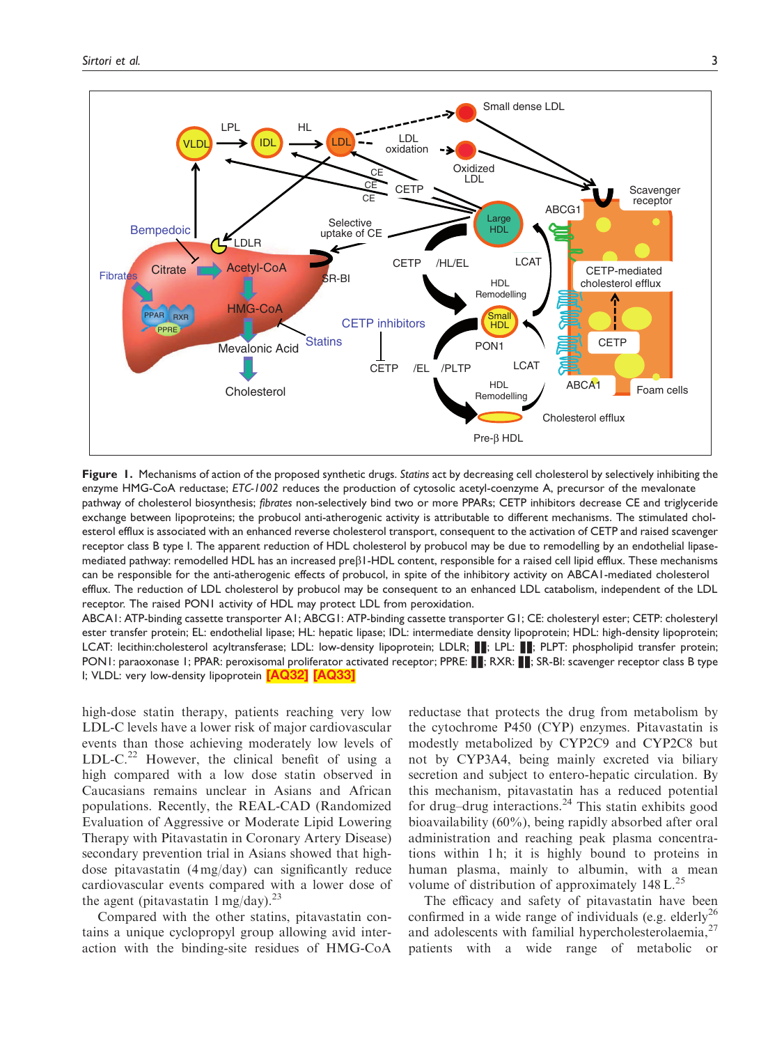**Figure 1.** Mechanisms of action of the proposed synthetic drugs. *Statins* act by decreasing cell cholesterol by selectively inhibiting the enzyme HMG-CoA reductase; *ETC-1002* reduces the production of cytosolic acetyl-coenzyme A, precursor of the mevalonate pathway of cholesterol biosynthesis; *fibrates* non-selectively bind two or more PPARs; CETP inhibitors decrease CE and triglyceride exchange between lipoproteins; the probucol anti-atherogenic activity is attributable to different mechanisms. The stimulated cholesterol efflux is associated with an enhanced reverse cholesterol transport, consequent to the activation of CETP and raised scavenger receptor class B type I. The apparent reduction of HDL cholesterol by probucol may be due to remodelling by an endothelial lipase-mediated pathway: remodelled HDL has an increased preβ1-HDL content, responsible for a raised cell lipid efflux. These mechanisms can be responsible for the anti-atherogenic effects of probucol, in spite of the inhibitory activity on ABCA1-mediated cholesterol efflux. The reduction of LDL cholesterol by probucol may be consequent to an enhanced LDL catabolism, independent of the LDL receptor. The raised PON1 activity of HDL may protect LDL from peroxidation.

ABCA1: ATP-binding cassette transporter A1; ABCG1: ATP-binding cassette transporter G1; CE: cholesteryl ester; CETP: cholesteryl ester transfer protein; EL: endothelial lipase; HL: hepatic lipase; IDL: intermediate density lipoprotein; HDL: high-density lipoprotein; LCAT: lecithin:cholesterol acyltransferase; LDL: low-density lipoprotein; LDLR: ■■; LPL: ■■; PLPT: phospholipid transfer protein; PON1: paraoxonase 1; PPAR: peroxisomal proliferator activated receptor; PPRE: ■■; RXR: ■■; SR-BI: scavenger receptor class B type I; VLDL: very low-density lipoprotein [AQ32] [AQ33]

high-dose statin therapy, patients reaching very low LDL-C levels have a lower risk of major cardiovascular events than those achieving moderately low levels of LDL-C.[22] However, the clinical benefit of using a high compared with a low dose statin observed in Caucasians remains unclear in Asians and African populations. Recently, the REAL-CAD (Randomized Evaluation of Aggressive or Moderate Lipid Lowering Therapy with Pitavastatin in Coronary Artery Disease) secondary prevention trial in Asians showed that high-dose pitavastatin (4 mg/day) can significantly reduce cardiovascular events compared with a lower dose of the agent (pitavastatin 1 mg/day).[23]

Compared with the other statins, pitavastatin contains a unique cyclopropyl group allowing avid interaction with the binding-site residues of HMG-CoA reductase that protects the drug from metabolism by the cytochrome P450 (CYP) enzymes. Pitavastatin is modestly metabolized by CYP2C9 and CYP2C8 but not by CYP3A4, being mainly excreted via biliary secretion and subject to entero-hepatic circulation. By this mechanism, pitavastatin has a reduced potential for drug–drug interactions.[24] This statin exhibits good bioavailability (60%), being rapidly absorbed after oral administration and reaching peak plasma concentrations within 1 h; it is highly bound to proteins in human plasma, mainly to albumin, with a mean volume of distribution of approximately 148 L.[25]

The efficacy and safety of pitavastatin have been confirmed in a wide range of individuals (e.g. elderly[26] and adolescents with familial hypercholesterolaemia,[27] patients with a wide range of metabolic or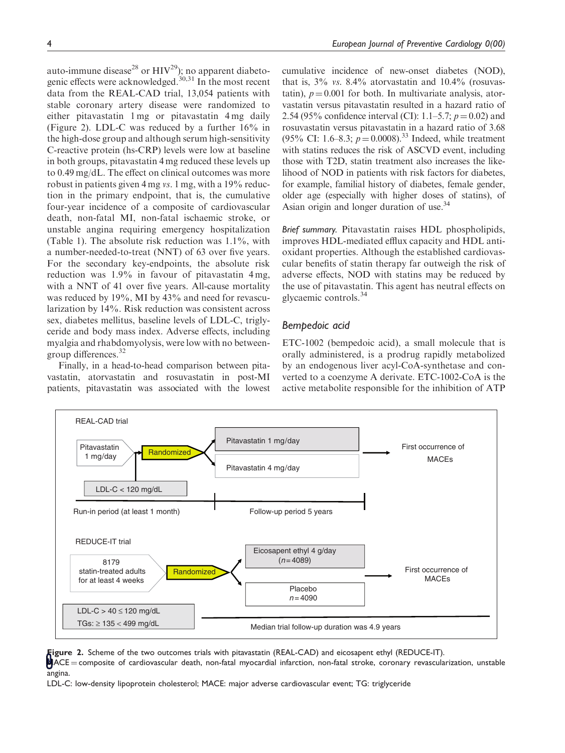auto-immune disease[28] or HIV[29]); no apparent diabetogenic effects were acknowledged.[30,31] In the most recent data from the REAL-CAD trial, 13,054 patients with stable coronary artery disease were randomized to either pitavastatin 1 mg or pitavastatin 4 mg daily (Figure 2). LDL-C was reduced by a further 16% in the high-dose group and although serum high-sensitivity C-reactive protein (hs-CRP) levels were low at baseline in both groups, pitavastatin 4 mg reduced these levels up to 0.49 mg/dL. The effect on clinical outcomes was more robust in patients given 4 mg *vs.* 1 mg, with a 19% reduction in the primary endpoint, that is, the cumulative four-year incidence of a composite of cardiovascular death, non-fatal MI, non-fatal ischaemic stroke, or unstable angina requiring emergency hospitalization (Table 1). The absolute risk reduction was 1.1%, with a number-needed-to-treat (NNT) of 63 over five years. For the secondary key-endpoints, the absolute risk reduction was 1.9% in favour of pitavastatin 4 mg, with a NNT of 41 over five years. All-cause mortality was reduced by 19%, MI by 43% and need for revascularization by 14%. Risk reduction was consistent across sex, diabetes mellitus, baseline levels of LDL-C, triglyceride and body mass index. Adverse effects, including myalgia and rhabdomyolysis, were low with no between-group differences.[32]

Finally, in a head-to-head comparison between pitavastatin, atorvastatin and rosuvastatin in post-MI patients, pitavastatin was associated with the lowest cumulative incidence of new-onset diabetes (NOD), that is, 3% *vs.* 8.4% atorvastatin and 10.4% (rosuvastatin), $p = 0.001$ for both. In multivariate analysis, atorvastatin versus pitavastatin resulted in a hazard ratio of 2.54 (95% confidence interval (CI): 1.1–5.7; $p = 0.02$) and rosuvastatin versus pitavastatin in a hazard ratio of 3.68 (95% CI: 1.6–8.3; $p = 0.0008$).[33] Indeed, while treatment with statins reduces the risk of ASCVD event, including those with T2D, statin treatment also increases the likelihood of NOD in patients with risk factors for diabetes, for example, familial history of diabetes, female gender, older age (especially with higher doses of statins), of Asian origin and longer duration of use.[34]

*Brief summary.* Pitavastatin raises HDL phospholipids, improves HDL-mediated efflux capacity and HDL antioxidant properties. Although the established cardiovascular benefits of statin therapy far outweigh the risk of adverse effects, NOD with statins may be reduced by the use of pitavastatin. This agent has neutral effects on glycaemic controls.[34]

### Bempedoic acid

ETC-1002 (bempedoic acid), a small molecule that is orally administered, is a prodrug rapidly metabolized by an endogenous liver acyl-CoA-synthetase and converted to a coenzyme A derivate. ETC-1002-CoA is the active metabolite responsible for the inhibition of ATP

REAL-CAD trial

Pitavastatin 1 mg/day → Randomized → Pitavastatin 1 mg/day / Pitavastatin 4 mg/day → First occurrence of MACEs

LDL-C < 120 mg/dL

Run-in period (at least 1 month) | Follow-up period 5 years

REDUCE-IT trial

8179 statin-treated adults for at least 4 weeks → Randomized → Eicosapent ethyl 4 g/day ($n = 4089$) / Placebo $n = 4090$ → First occurrence of MACEs

LDL-C > 40 ≤ 120 mg/dL
TGs: ≥ 135 < 499 mg/dL

Median trial follow-up duration was 4.9 years

**Figure 2.** Scheme of the two outcomes trials with pitavastatin (REAL-CAD) and eicosapent ethyl (REDUCE-IT).
MACE = composite of cardiovascular death, non-fatal myocardial infarction, non-fatal stroke, coronary revascularization, unstable angina.
LDL-C: low-density lipoprotein cholesterol; MACE: major adverse cardiovascular event; TG: triglyceride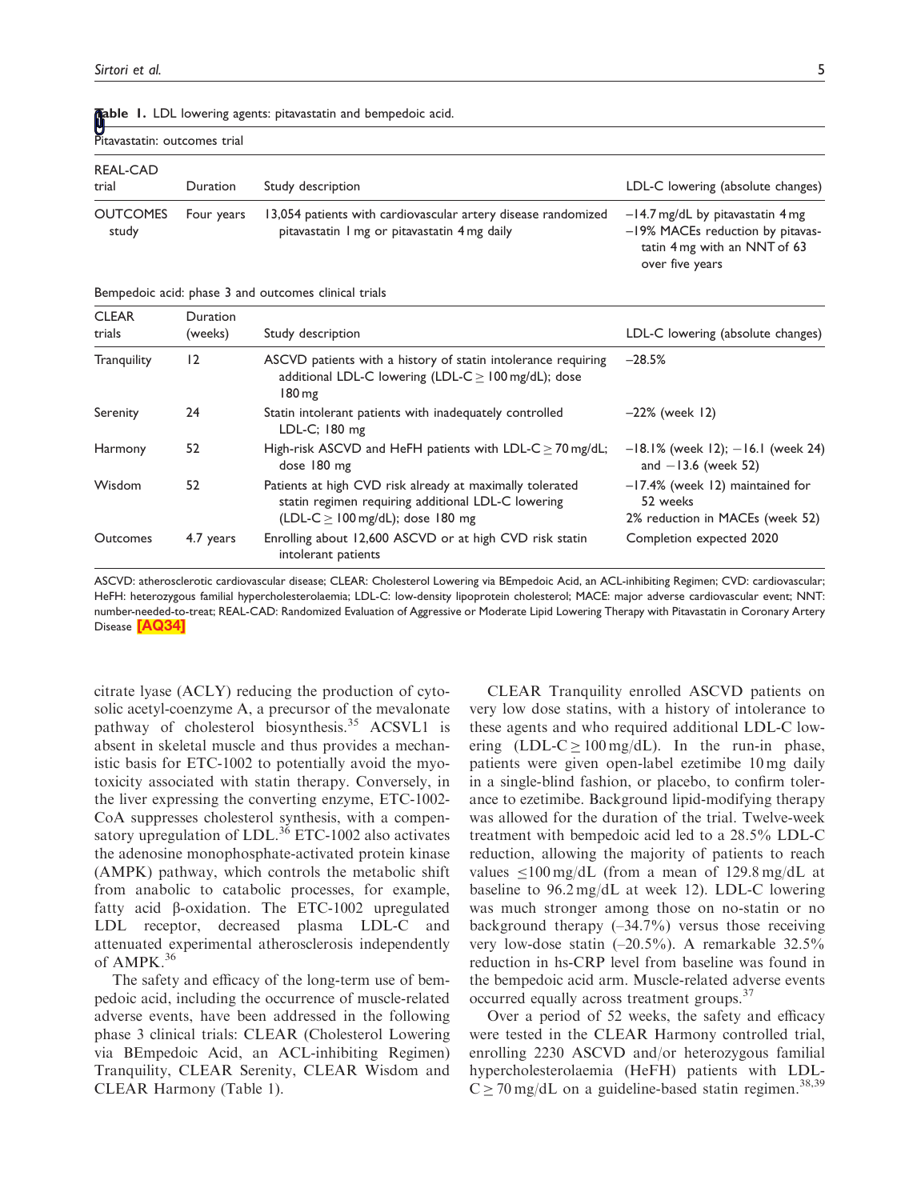**Table 1.** LDL lowering agents: pitavastatin and bempedoic acid.

Pitavastatin: outcomes trial

| REAL-CAD trial | Duration | Study description | LDL-C lowering (absolute changes) |
|---|---|---|---|
| OUTCOMES study | Four years | 13,054 patients with cardiovascular artery disease randomized pitavastatin 1 mg or pitavastatin 4 mg daily | –14.7 mg/dL by pitavastatin 4 mg –19% MACEs reduction by pitavastatin 4 mg with an NNT of 63 over five years |

Bempedoic acid: phase 3 and outcomes clinical trials

| CLEAR trials | Duration (weeks) | Study description | LDL-C lowering (absolute changes) |
|---|---|---|---|
| Tranquility | 12 | ASCVD patients with a history of statin intolerance requiring additional LDL-C lowering (LDL-C $\geq$ 100 mg/dL); dose 180 mg | –28.5% |
| Serenity | 24 | Statin intolerant patients with inadequately controlled LDL-C; 180 mg | –22% (week 12) |
| Harmony | 52 | High-risk ASCVD and HeFH patients with LDL-C $\geq$ 70 mg/dL; dose 180 mg | –18.1% (week 12); –16.1 (week 24) and –13.6 (week 52) |
| Wisdom | 52 | Patients at high CVD risk already at maximally tolerated statin regimen requiring additional LDL-C lowering (LDL-C $\geq$ 100 mg/dL); dose 180 mg | –17.4% (week 12) maintained for 52 weeks 2% reduction in MACEs (week 52) |
| Outcomes | 4.7 years | Enrolling about 12,600 ASCVD or at high CVD risk statin intolerant patients | Completion expected 2020 |

ASCVD: atherosclerotic cardiovascular disease; CLEAR: Cholesterol Lowering via BEmpedoic Acid, an ACL-inhibiting Regimen; CVD: cardiovascular; HeFH: heterozygous familial hypercholesterolaemia; LDL-C: low-density lipoprotein cholesterol; MACE: major adverse cardiovascular event; NNT: number-needed-to-treat; REAL-CAD: Randomized Evaluation of Aggressive or Moderate Lipid Lowering Therapy with Pitavastatin in Coronary Artery Disease [AQ34]

citrate lyase (ACLY) reducing the production of cytosolic acetyl-coenzyme A, a precursor of the mevalonate pathway of cholesterol biosynthesis.[35] ACSVL1 is absent in skeletal muscle and thus provides a mechanistic basis for ETC-1002 to potentially avoid the myotoxicity associated with statin therapy. Conversely, in the liver expressing the converting enzyme, ETC-1002-CoA suppresses cholesterol synthesis, with a compensatory upregulation of LDL.[36] ETC-1002 also activates the adenosine monophosphate-activated protein kinase (AMPK) pathway, which controls the metabolic shift from anabolic to catabolic processes, for example, fatty acid β-oxidation. The ETC-1002 upregulated LDL receptor, decreased plasma LDL-C and attenuated experimental atherosclerosis independently of AMPK.[36]

The safety and efficacy of the long-term use of bempedoic acid, including the occurrence of muscle-related adverse events, have been addressed in the following phase 3 clinical trials: CLEAR (Cholesterol Lowering via BEmpedoic Acid, an ACL-inhibiting Regimen) Tranquility, CLEAR Serenity, CLEAR Wisdom and CLEAR Harmony (Table 1).

CLEAR Tranquility enrolled ASCVD patients on very low dose statins, with a history of intolerance to these agents and who required additional LDL-C lowering (LDL-C $\geq$ 100 mg/dL). In the run-in phase, patients were given open-label ezetimibe 10 mg daily in a single-blind fashion, or placebo, to confirm tolerance to ezetimibe. Background lipid-modifying therapy was allowed for the duration of the trial. Twelve-week treatment with bempedoic acid led to a 28.5% LDL-C reduction, allowing the majority of patients to reach values $\leq$100 mg/dL (from a mean of 129.8 mg/dL at baseline to 96.2 mg/dL at week 12). LDL-C lowering was much stronger among those on no-statin or no background therapy (–34.7%) versus those receiving very low-dose statin (–20.5%). A remarkable 32.5% reduction in hs-CRP level from baseline was found in the bempedoic acid arm. Muscle-related adverse events occurred equally across treatment groups.[37]

Over a period of 52 weeks, the safety and efficacy were tested in the CLEAR Harmony controlled trial, enrolling 2230 ASCVD and/or heterozygous familial hypercholesterolaemia (HeFH) patients with LDL-C $\geq$ 70 mg/dL on a guideline-based statin regimen.[38,39]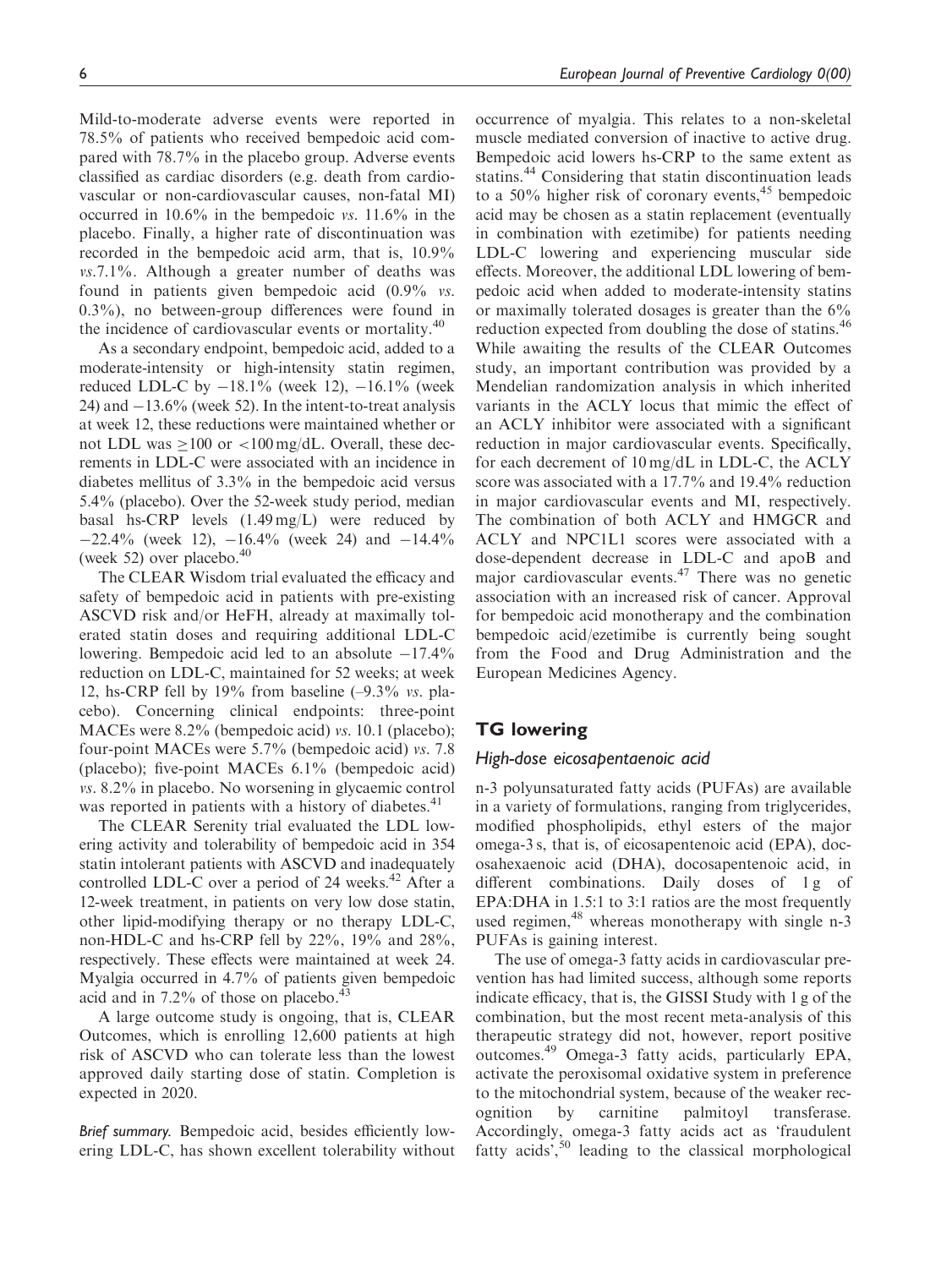Mild-to-moderate adverse events were reported in 78.5% of patients who received bempedoic acid compared with 78.7% in the placebo group. Adverse events classified as cardiac disorders (e.g. death from cardiovascular or non-cardiovascular causes, non-fatal MI) occurred in 10.6% in the bempedoic *vs.* 11.6% in the placebo. Finally, a higher rate of discontinuation was recorded in the bempedoic acid arm, that is, 10.9% *vs.*7.1%. Although a greater number of deaths was found in patients given bempedoic acid (0.9% *vs.* 0.3%), no between-group differences were found in the incidence of cardiovascular events or mortality.[40]

As a secondary endpoint, bempedoic acid, added to a moderate-intensity or high-intensity statin regimen, reduced LDL-C by −18.1% (week 12), −16.1% (week 24) and −13.6% (week 52). In the intent-to-treat analysis at week 12, these reductions were maintained whether or not LDL was ≥100 or <100 mg/dL. Overall, these decrements in LDL-C were associated with an incidence in diabetes mellitus of 3.3% in the bempedoic acid versus 5.4% (placebo). Over the 52-week study period, median basal hs-CRP levels (1.49 mg/L) were reduced by −22.4% (week 12), −16.4% (week 24) and −14.4% (week 52) over placebo.[40]

The CLEAR Wisdom trial evaluated the efficacy and safety of bempedoic acid in patients with pre-existing ASCVD risk and/or HeFH, already at maximally tolerated statin doses and requiring additional LDL-C lowering. Bempedoic acid led to an absolute −17.4% reduction on LDL-C, maintained for 52 weeks; at week 12, hs-CRP fell by 19% from baseline (–9.3% *vs.* placebo). Concerning clinical endpoints: three-point MACEs were 8.2% (bempedoic acid) *vs.* 10.1 (placebo); four-point MACEs were 5.7% (bempedoic acid) *vs.* 7.8 (placebo); five-point MACEs 6.1% (bempedoic acid) *vs.* 8.2% in placebo. No worsening in glycaemic control was reported in patients with a history of diabetes.[41]

The CLEAR Serenity trial evaluated the LDL lowering activity and tolerability of bempedoic acid in 354 statin intolerant patients with ASCVD and inadequately controlled LDL-C over a period of 24 weeks.[42] After a 12-week treatment, in patients on very low dose statin, other lipid-modifying therapy or no therapy LDL-C, non-HDL-C and hs-CRP fell by 22%, 19% and 28%, respectively. These effects were maintained at week 24. Myalgia occurred in 4.7% of patients given bempedoic acid and in 7.2% of those on placebo.[43]

A large outcome study is ongoing, that is, CLEAR Outcomes, which is enrolling 12,600 patients at high risk of ASCVD who can tolerate less than the lowest approved daily starting dose of statin. Completion is expected in 2020.

*Brief summary.* Bempedoic acid, besides efficiently lowering LDL-C, has shown excellent tolerability without occurrence of myalgia. This relates to a non-skeletal muscle mediated conversion of inactive to active drug. Bempedoic acid lowers hs-CRP to the same extent as statins.[44] Considering that statin discontinuation leads to a 50% higher risk of coronary events,[45] bempedoic acid may be chosen as a statin replacement (eventually in combination with ezetimibe) for patients needing LDL-C lowering and experiencing muscular side effects. Moreover, the additional LDL lowering of bempedoic acid when added to moderate-intensity statins or maximally tolerated dosages is greater than the 6% reduction expected from doubling the dose of statins.[46] While awaiting the results of the CLEAR Outcomes study, an important contribution was provided by a Mendelian randomization analysis in which inherited variants in the ACLY locus that mimic the effect of an ACLY inhibitor were associated with a significant reduction in major cardiovascular events. Specifically, for each decrement of 10 mg/dL in LDL-C, the ACLY score was associated with a 17.7% and 19.4% reduction in major cardiovascular events and MI, respectively. The combination of both ACLY and HMGCR and ACLY and NPC1L1 scores were associated with a dose-dependent decrease in LDL-C and apoB and major cardiovascular events.[47] There was no genetic association with an increased risk of cancer. Approval for bempedoic acid monotherapy and the combination bempedoic acid/ezetimibe is currently being sought from the Food and Drug Administration and the European Medicines Agency.

## TG lowering

### *High-dose eicosapentaenoic acid*

n-3 polyunsaturated fatty acids (PUFAs) are available in a variety of formulations, ranging from triglycerides, modified phospholipids, ethyl esters of the major omega-3 s, that is, of eicosapentenoic acid (EPA), docosahexaenoic acid (DHA), docosapentenoic acid, in different combinations. Daily doses of 1 g of EPA:DHA in 1.5:1 to 3:1 ratios are the most frequently used regimen,[48] whereas monotherapy with single n-3 PUFAs is gaining interest.

The use of omega-3 fatty acids in cardiovascular prevention has had limited success, although some reports indicate efficacy, that is, the GISSI Study with 1 g of the combination, but the most recent meta-analysis of this therapeutic strategy did not, however, report positive outcomes.[49] Omega-3 fatty acids, particularly EPA, activate the peroxisomal oxidative system in preference to the mitochondrial system, because of the weaker recognition by carnitine palmitoyl transferase. Accordingly, omega-3 fatty acids act as 'fraudulent fatty acids',[50] leading to the classical morphological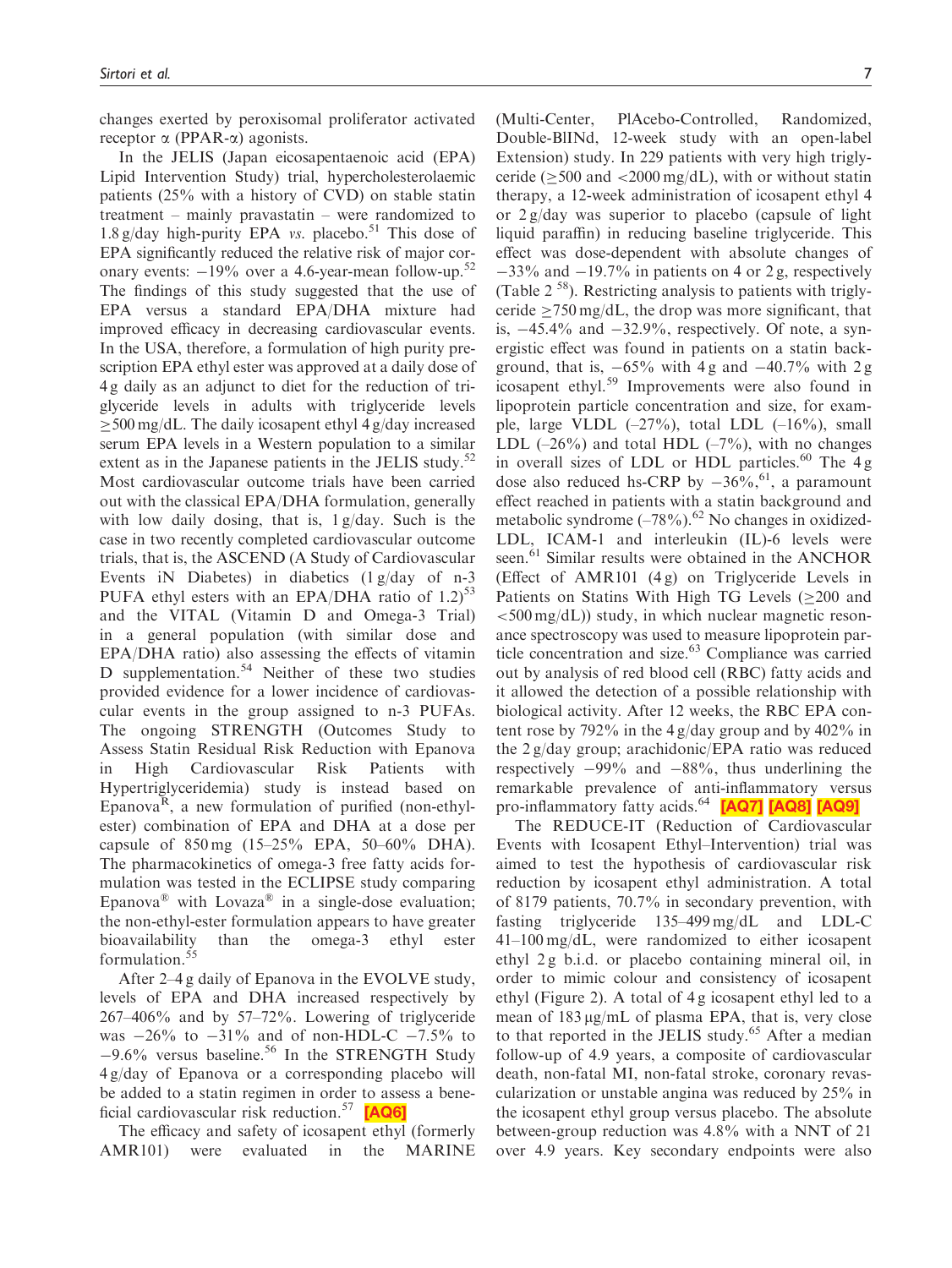changes exerted by peroxisomal proliferator activated receptor α (PPAR-α) agonists.

In the JELIS (Japan eicosapentaenoic acid (EPA) Lipid Intervention Study) trial, hypercholesterolaemic patients (25% with a history of CVD) on stable statin treatment – mainly pravastatin – were randomized to 1.8 g/day high-purity EPA *vs.* placebo.[51] This dose of EPA significantly reduced the relative risk of major coronary events: −19% over a 4.6-year-mean follow-up.[52] The findings of this study suggested that the use of EPA versus a standard EPA/DHA mixture had improved efficacy in decreasing cardiovascular events. In the USA, therefore, a formulation of high purity prescription EPA ethyl ester was approved at a daily dose of 4 g daily as an adjunct to diet for the reduction of triglyceride levels in adults with triglyceride levels ≥500 mg/dL. The daily icosapent ethyl 4 g/day increased serum EPA levels in a Western population to a similar extent as in the Japanese patients in the JELIS study.[52] Most cardiovascular outcome trials have been carried out with the classical EPA/DHA formulation, generally with low daily dosing, that is, 1 g/day. Such is the case in two recently completed cardiovascular outcome trials, that is, the ASCEND (A Study of Cardiovascular Events iN Diabetes) in diabetics (1 g/day of n-3 PUFA ethyl esters with an EPA/DHA ratio of 1.2)[53] and the VITAL (Vitamin D and Omega-3 Trial) in a general population (with similar dose and EPA/DHA ratio) also assessing the effects of vitamin D supplementation.[54] Neither of these two studies provided evidence for a lower incidence of cardiovascular events in the group assigned to n-3 PUFAs. The ongoing STRENGTH (Outcomes Study to Assess Statin Residual Risk Reduction with Epanova in High Cardiovascular Risk Patients with Hypertriglyceridemia) study is instead based on Epanova[R], a new formulation of purified (non-ethyl-ester) combination of EPA and DHA at a dose per capsule of 850 mg (15–25% EPA, 50–60% DHA). The pharmacokinetics of omega-3 free fatty acids formulation was tested in the ECLIPSE study comparing Epanova® with Lovaza® in a single-dose evaluation; the non-ethyl-ester formulation appears to have greater bioavailability than the omega-3 ethyl ester formulation.[55]

After 2–4 g daily of Epanova in the EVOLVE study, levels of EPA and DHA increased respectively by 267–406% and by 57–72%. Lowering of triglyceride was −26% to −31% and of non-HDL-C −7.5% to −9.6% versus baseline.[56] In the STRENGTH Study 4 g/day of Epanova or a corresponding placebo will be added to a statin regimen in order to assess a beneficial cardiovascular risk reduction.[57] [AQ6]

The efficacy and safety of icosapent ethyl (formerly AMR101) were evaluated in the MARINE (Multi-Center, PlAcebo-Controlled, Randomized, Double-BlINd, 12-week study with an open-label Extension) study. In 229 patients with very high triglyceride (≥500 and <2000 mg/dL), with or without statin therapy, a 12-week administration of icosapent ethyl 4 or 2 g/day was superior to placebo (capsule of light liquid paraffin) in reducing baseline triglyceride. This effect was dose-dependent with absolute changes of −33% and −19.7% in patients on 4 or 2 g, respectively (Table 2 [58]). Restricting analysis to patients with triglyceride ≥750 mg/dL, the drop was more significant, that is, −45.4% and −32.9%, respectively. Of note, a synergistic effect was found in patients on a statin background, that is, −65% with 4 g and −40.7% with 2 g icosapent ethyl.[59] Improvements were also found in lipoprotein particle concentration and size, for example, large VLDL (–27%), total LDL (–16%), small LDL (–26%) and total HDL (–7%), with no changes in overall sizes of LDL or HDL particles.[60] The 4 g dose also reduced hs-CRP by −36%,[61], a paramount effect reached in patients with a statin background and metabolic syndrome (–78%).[62] No changes in oxidized-LDL, ICAM-1 and interleukin (IL)-6 levels were seen.[61] Similar results were obtained in the ANCHOR (Effect of AMR101 (4 g) on Triglyceride Levels in Patients on Statins With High TG Levels (≥200 and <500 mg/dL)) study, in which nuclear magnetic resonance spectroscopy was used to measure lipoprotein particle concentration and size.[63] Compliance was carried out by analysis of red blood cell (RBC) fatty acids and it allowed the detection of a possible relationship with biological activity. After 12 weeks, the RBC EPA content rose by 792% in the 4 g/day group and by 402% in the 2 g/day group; arachidonic/EPA ratio was reduced respectively −99% and −88%, thus underlining the remarkable prevalence of anti-inflammatory versus pro-inflammatory fatty acids.[64] [AQ7] [AQ8] [AQ9]

The REDUCE-IT (Reduction of Cardiovascular Events with Icosapent Ethyl–Intervention) trial was aimed to test the hypothesis of cardiovascular risk reduction by icosapent ethyl administration. A total of 8179 patients, 70.7% in secondary prevention, with fasting triglyceride 135–499 mg/dL and LDL-C 41–100 mg/dL, were randomized to either icosapent ethyl 2 g b.i.d. or placebo containing mineral oil, in order to mimic colour and consistency of icosapent ethyl (Figure 2). A total of 4 g icosapent ethyl led to a mean of 183 μg/mL of plasma EPA, that is, very close to that reported in the JELIS study.[65] After a median follow-up of 4.9 years, a composite of cardiovascular death, non-fatal MI, non-fatal stroke, coronary revascularization or unstable angina was reduced by 25% in the icosapent ethyl group versus placebo. The absolute between-group reduction was 4.8% with a NNT of 21 over 4.9 years. Key secondary endpoints were also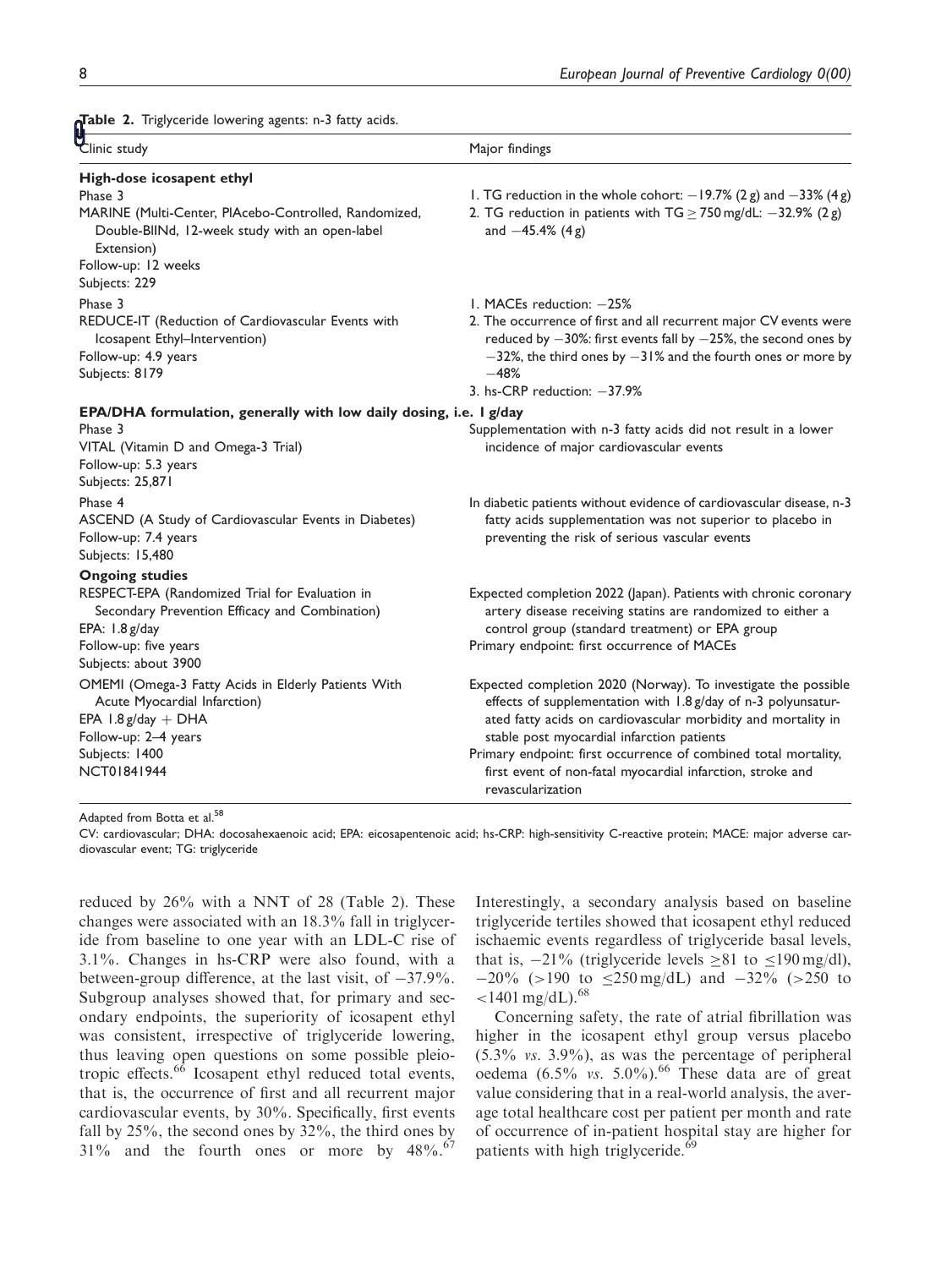**Table 2.** Triglyceride lowering agents: n-3 fatty acids.

| Clinic study | Major findings |
|---|---|
| **High-dose icosapent ethyl** | |
| Phase 3<br>MARINE (Multi-Center, PlAcebo-Controlled, Randomized, Double-BlINd, 12-week study with an open-label Extension)<br>Follow-up: 12 weeks<br>Subjects: 229 | 1. TG reduction in the whole cohort: −19.7% (2 g) and −33% (4 g)<br>2. TG reduction in patients with TG ≥ 750 mg/dL: −32.9% (2 g) and −45.4% (4 g) |
| Phase 3<br>REDUCE-IT (Reduction of Cardiovascular Events with Icosapent Ethyl–Intervention)<br>Follow-up: 4.9 years<br>Subjects: 8179 | 1. MACEs reduction: −25%<br>2. The occurrence of first and all recurrent major CV events were reduced by −30%: first events fall by −25%, the second ones by −32%, the third ones by −31% and the fourth ones or more by −48%<br>3. hs-CRP reduction: −37.9% |
| **EPA/DHA formulation, generally with low daily dosing, i.e. 1 g/day** | |
| Phase 3<br>VITAL (Vitamin D and Omega-3 Trial)<br>Follow-up: 5.3 years<br>Subjects: 25,871 | Supplementation with n-3 fatty acids did not result in a lower incidence of major cardiovascular events |
| Phase 4<br>ASCEND (A Study of Cardiovascular Events in Diabetes)<br>Follow-up: 7.4 years<br>Subjects: 15,480 | In diabetic patients without evidence of cardiovascular disease, n-3 fatty acids supplementation was not superior to placebo in preventing the risk of serious vascular events |
| **Ongoing studies** | |
| RESPECT-EPA (Randomized Trial for Evaluation in Secondary Prevention Efficacy and Combination)<br>EPA: 1.8 g/day<br>Follow-up: five years<br>Subjects: about 3900 | Expected completion 2022 (Japan). Patients with chronic coronary artery disease receiving statins are randomized to either a control group (standard treatment) or EPA group<br>Primary endpoint: first occurrence of MACEs |
| OMEMI (Omega-3 Fatty Acids in Elderly Patients With Acute Myocardial Infarction)<br>EPA 1.8 g/day + DHA<br>Follow-up: 2–4 years<br>Subjects: 1400<br>NCT01841944 | Expected completion 2020 (Norway). To investigate the possible effects of supplementation with 1.8 g/day of n-3 polyunsaturated fatty acids on cardiovascular morbidity and mortality in stable post myocardial infarction patients<br>Primary endpoint: first occurrence of combined total mortality, first event of non-fatal myocardial infarction, stroke and revascularization |

Adapted from Botta et al.[58]

CV: cardiovascular; DHA: docosahexaenoic acid; EPA: eicosapentenoic acid; hs-CRP: high-sensitivity C-reactive protein; MACE: major adverse cardiovascular event; TG: triglyceride

reduced by 26% with a NNT of 28 (Table 2). These changes were associated with an 18.3% fall in triglyceride from baseline to one year with an LDL-C rise of 3.1%. Changes in hs-CRP were also found, with a between-group difference, at the last visit, of −37.9%. Subgroup analyses showed that, for primary and secondary endpoints, the superiority of icosapent ethyl was consistent, irrespective of triglyceride lowering, thus leaving open questions on some possible pleiotropic effects.[66] Icosapent ethyl reduced total events, that is, the occurrence of first and all recurrent major cardiovascular events, by 30%. Specifically, first events fall by 25%, the second ones by 32%, the third ones by 31% and the fourth ones or more by 48%.[67] Interestingly, a secondary analysis based on baseline triglyceride tertiles showed that icosapent ethyl reduced ischaemic events regardless of triglyceride basal levels, that is, −21% (triglyceride levels ≥81 to ≤190 mg/dl), −20% (>190 to ≤250 mg/dL) and −32% (>250 to <1401 mg/dL).[68]

Concerning safety, the rate of atrial fibrillation was higher in the icosapent ethyl group versus placebo (5.3% *vs.* 3.9%), as was the percentage of peripheral oedema (6.5% *vs.* 5.0%).[66] These data are of great value considering that in a real-world analysis, the average total healthcare cost per patient per month and rate of occurrence of in-patient hospital stay are higher for patients with high triglyceride.[69]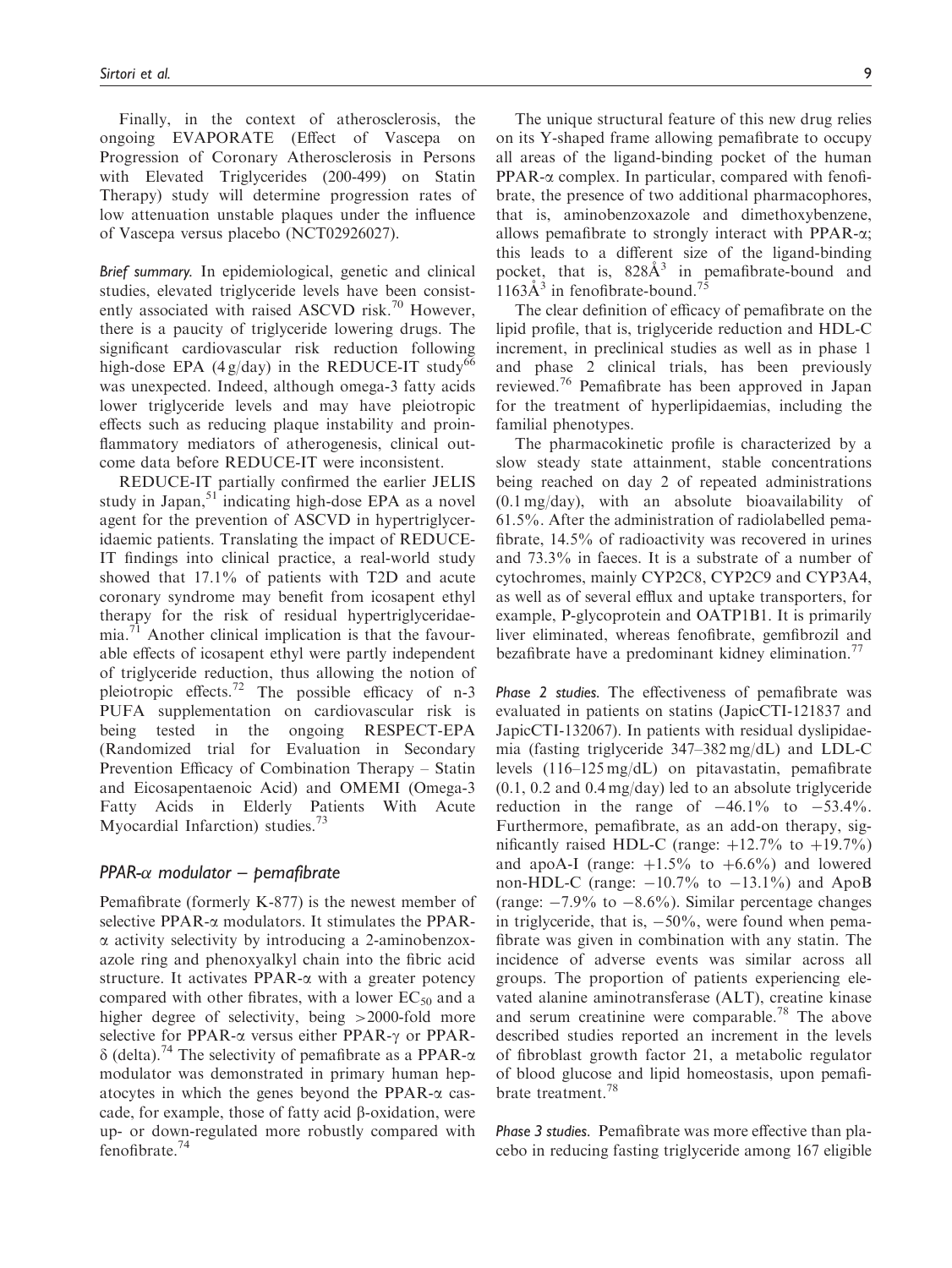Finally, in the context of atherosclerosis, the ongoing EVAPORATE (Effect of Vascepa on Progression of Coronary Atherosclerosis in Persons with Elevated Triglycerides (200-499) on Statin Therapy) study will determine progression rates of low attenuation unstable plaques under the influence of Vascepa versus placebo (NCT02926027).

*Brief summary.* In epidemiological, genetic and clinical studies, elevated triglyceride levels have been consistently associated with raised ASCVD risk.[70] However, there is a paucity of triglyceride lowering drugs. The significant cardiovascular risk reduction following high-dose EPA (4 g/day) in the REDUCE-IT study[66] was unexpected. Indeed, although omega-3 fatty acids lower triglyceride levels and may have pleiotropic effects such as reducing plaque instability and proinflammatory mediators of atherogenesis, clinical outcome data before REDUCE-IT were inconsistent.

REDUCE-IT partially confirmed the earlier JELIS study in Japan,[51] indicating high-dose EPA as a novel agent for the prevention of ASCVD in hypertriglyceridaemic patients. Translating the impact of REDUCE-IT findings into clinical practice, a real-world study showed that 17.1% of patients with T2D and acute coronary syndrome may benefit from icosapent ethyl therapy for the risk of residual hypertriglyceridaemia.[71] Another clinical implication is that the favourable effects of icosapent ethyl were partly independent of triglyceride reduction, thus allowing the notion of pleiotropic effects.[72] The possible efficacy of n-3 PUFA supplementation on cardiovascular risk is being tested in the ongoing RESPECT-EPA (Randomized trial for Evaluation in Secondary Prevention Efficacy of Combination Therapy – Statin and Eicosapentaenoic Acid) and OMEMI (Omega-3 Fatty Acids in Elderly Patients With Acute Myocardial Infarction) studies.[73]

## PPAR-$\alpha$ modulator – pemafibrate

Pemafibrate (formerly K-877) is the newest member of selective PPAR-$\alpha$ modulators. It stimulates the PPAR-$\alpha$ activity selectivity by introducing a 2-aminobenzoxazole ring and phenoxyalkyl chain into the fibric acid structure. It activates PPAR-$\alpha$ with a greater potency compared with other fibrates, with a lower $EC_{50}$ and a higher degree of selectivity, being >2000-fold more selective for PPAR-$\alpha$ versus either PPAR-$\gamma$ or PPAR-$\delta$ (delta).[74] The selectivity of pemafibrate as a PPAR-$\alpha$ modulator was demonstrated in primary human hepatocytes in which the genes beyond the PPAR-$\alpha$ cascade, for example, those of fatty acid $\beta$-oxidation, were up- or down-regulated more robustly compared with fenofibrate.[74]

The unique structural feature of this new drug relies on its Y-shaped frame allowing pemafibrate to occupy all areas of the ligand-binding pocket of the human PPAR-$\alpha$ complex. In particular, compared with fenofibrate, the presence of two additional pharmacophores, that is, aminobenzoxazole and dimethoxybenzene, allows pemafibrate to strongly interact with PPAR-$\alpha$; this leads to a different size of the ligand-binding pocket, that is, 828Å$^3$ in pemafibrate-bound and 1163Å$^3$ in fenofibrate-bound.[75]

The clear definition of efficacy of pemafibrate on the lipid profile, that is, triglyceride reduction and HDL-C increment, in preclinical studies as well as in phase 1 and phase 2 clinical trials, has been previously reviewed.[76] Pemafibrate has been approved in Japan for the treatment of hyperlipidaemias, including the familial phenotypes.

The pharmacokinetic profile is characterized by a slow steady state attainment, stable concentrations being reached on day 2 of repeated administrations (0.1 mg/day), with an absolute bioavailability of 61.5%. After the administration of radiolabelled pemafibrate, 14.5% of radioactivity was recovered in urines and 73.3% in faeces. It is a substrate of a number of cytochromes, mainly CYP2C8, CYP2C9 and CYP3A4, as well as of several efflux and uptake transporters, for example, P-glycoprotein and OATP1B1. It is primarily liver eliminated, whereas fenofibrate, gemfibrozil and bezafibrate have a predominant kidney elimination.[77]

*Phase 2 studies.* The effectiveness of pemafibrate was evaluated in patients on statins (JapicCTI-121837 and JapicCTI-132067). In patients with residual dyslipidaemia (fasting triglyceride 347–382 mg/dL) and LDL-C levels (116–125 mg/dL) on pitavastatin, pemafibrate (0.1, 0.2 and 0.4 mg/day) led to an absolute triglyceride reduction in the range of −46.1% to −53.4%. Furthermore, pemafibrate, as an add-on therapy, significantly raised HDL-C (range: +12.7% to +19.7%) and apoA-I (range: +1.5% to +6.6%) and lowered non-HDL-C (range: −10.7% to −13.1%) and ApoB (range: −7.9% to −8.6%). Similar percentage changes in triglyceride, that is, −50%, were found when pemafibrate was given in combination with any statin. The incidence of adverse events was similar across all groups. The proportion of patients experiencing elevated alanine aminotransferase (ALT), creatine kinase and serum creatinine were comparable.[78] The above described studies reported an increment in the levels of fibroblast growth factor 21, a metabolic regulator of blood glucose and lipid homeostasis, upon pemafibrate treatment.[78]

*Phase 3 studies.* Pemafibrate was more effective than placebo in reducing fasting triglyceride among 167 eligible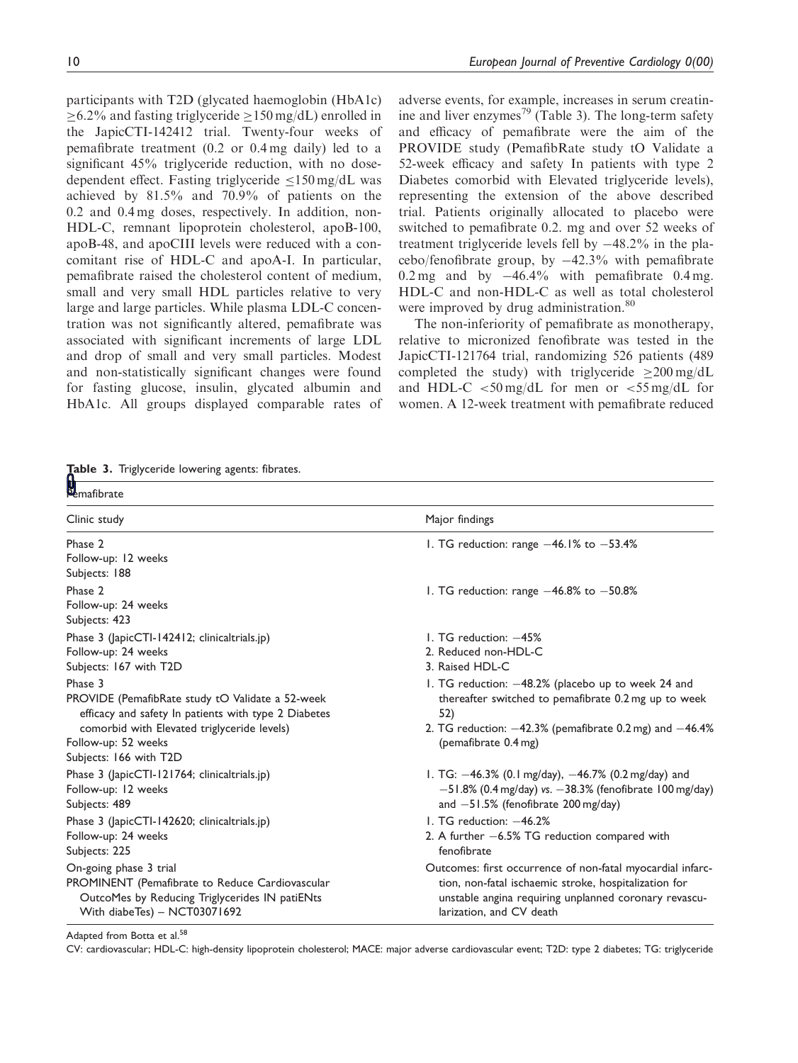participants with T2D (glycated haemoglobin (HbA1c) ≥6.2% and fasting triglyceride ≥150 mg/dL) enrolled in the JapicCTI-142412 trial. Twenty-four weeks of pemafibrate treatment (0.2 or 0.4 mg daily) led to a significant 45% triglyceride reduction, with no dose-dependent effect. Fasting triglyceride ≤150 mg/dL was achieved by 81.5% and 70.9% of patients on the 0.2 and 0.4 mg doses, respectively. In addition, non-HDL-C, remnant lipoprotein cholesterol, apoB-100, apoB-48, and apoCIII levels were reduced with a concomitant rise of HDL-C and apoA-I. In particular, pemafibrate raised the cholesterol content of medium, small and very small HDL particles relative to very large and large particles. While plasma LDL-C concentration was not significantly altered, pemafibrate was associated with significant increments of large LDL and drop of small and very small particles. Modest and non-statistically significant changes were found for fasting glucose, insulin, glycated albumin and HbA1c. All groups displayed comparable rates of adverse events, for example, increases in serum creatinine and liver enzymes[79] (Table 3). The long-term safety and efficacy of pemafibrate were the aim of the PROVIDE study (PemafibRate study tO Validate a 52-week efficacy and safety In patients with type 2 Diabetes comorbid with Elevated triglyceride levels), representing the extension of the above described trial. Patients originally allocated to placebo were switched to pemafibrate 0.2. mg and over 52 weeks of treatment triglyceride levels fell by −48.2% in the placebo/fenofibrate group, by −42.3% with pemafibrate 0.2 mg and by −46.4% with pemafibrate 0.4 mg. HDL-C and non-HDL-C as well as total cholesterol were improved by drug administration.[80]

The non-inferiority of pemafibrate as monotherapy, relative to micronized fenofibrate was tested in the JapicCTI-121764 trial, randomizing 526 patients (489 completed the study) with triglyceride ≥200 mg/dL and HDL-C <50 mg/dL for men or <55 mg/dL for women. A 12-week treatment with pemafibrate reduced

**Table 3.** Triglyceride lowering agents: fibrates.

| Pemafibrate | |
|---|---|
| Clinic study | Major findings |
| Phase 2<br>Follow-up: 12 weeks<br>Subjects: 188 | 1. TG reduction: range −46.1% to −53.4% |
| Phase 2<br>Follow-up: 24 weeks<br>Subjects: 423 | 1. TG reduction: range −46.8% to −50.8% |
| Phase 3 (JapicCTI-142412; clinicaltrials.jp)<br>Follow-up: 24 weeks<br>Subjects: 167 with T2D | 1. TG reduction: −45%<br>2. Reduced non-HDL-C<br>3. Raised HDL-C |
| Phase 3<br>PROVIDE (PemafibRate study tO Validate a 52-week efficacy and safety In patients with type 2 Diabetes comorbid with Elevated triglyceride levels)<br>Follow-up: 52 weeks<br>Subjects: 166 with T2D | 1. TG reduction: −48.2% (placebo up to week 24 and thereafter switched to pemafibrate 0.2 mg up to week 52)<br>2. TG reduction: −42.3% (pemafibrate 0.2 mg) and −46.4% (pemafibrate 0.4 mg) |
| Phase 3 (JapicCTI-121764; clinicaltrials.jp)<br>Follow-up: 12 weeks<br>Subjects: 489 | 1. TG: −46.3% (0.1 mg/day), −46.7% (0.2 mg/day) and −51.8% (0.4 mg/day) *vs.* −38.3% (fenofibrate 100 mg/day) and −51.5% (fenofibrate 200 mg/day) |
| Phase 3 (JapicCTI-142620; clinicaltrials.jp)<br>Follow-up: 24 weeks<br>Subjects: 225 | 1. TG reduction: −46.2%<br>2. A further −6.5% TG reduction compared with fenofibrate |
| On-going phase 3 trial<br>PROMINENT (Pemafibrate to Reduce Cardiovascular OutcoMes by Reducing Triglycerides IN patiENts With diabeTes) – NCT03071692 | Outcomes: first occurrence of non-fatal myocardial infarction, non-fatal ischaemic stroke, hospitalization for unstable angina requiring unplanned coronary revascularization, and CV death |

Adapted from Botta et al.[58]

CV: cardiovascular; HDL-C: high-density lipoprotein cholesterol; MACE: major adverse cardiovascular event; T2D: type 2 diabetes; TG: triglyceride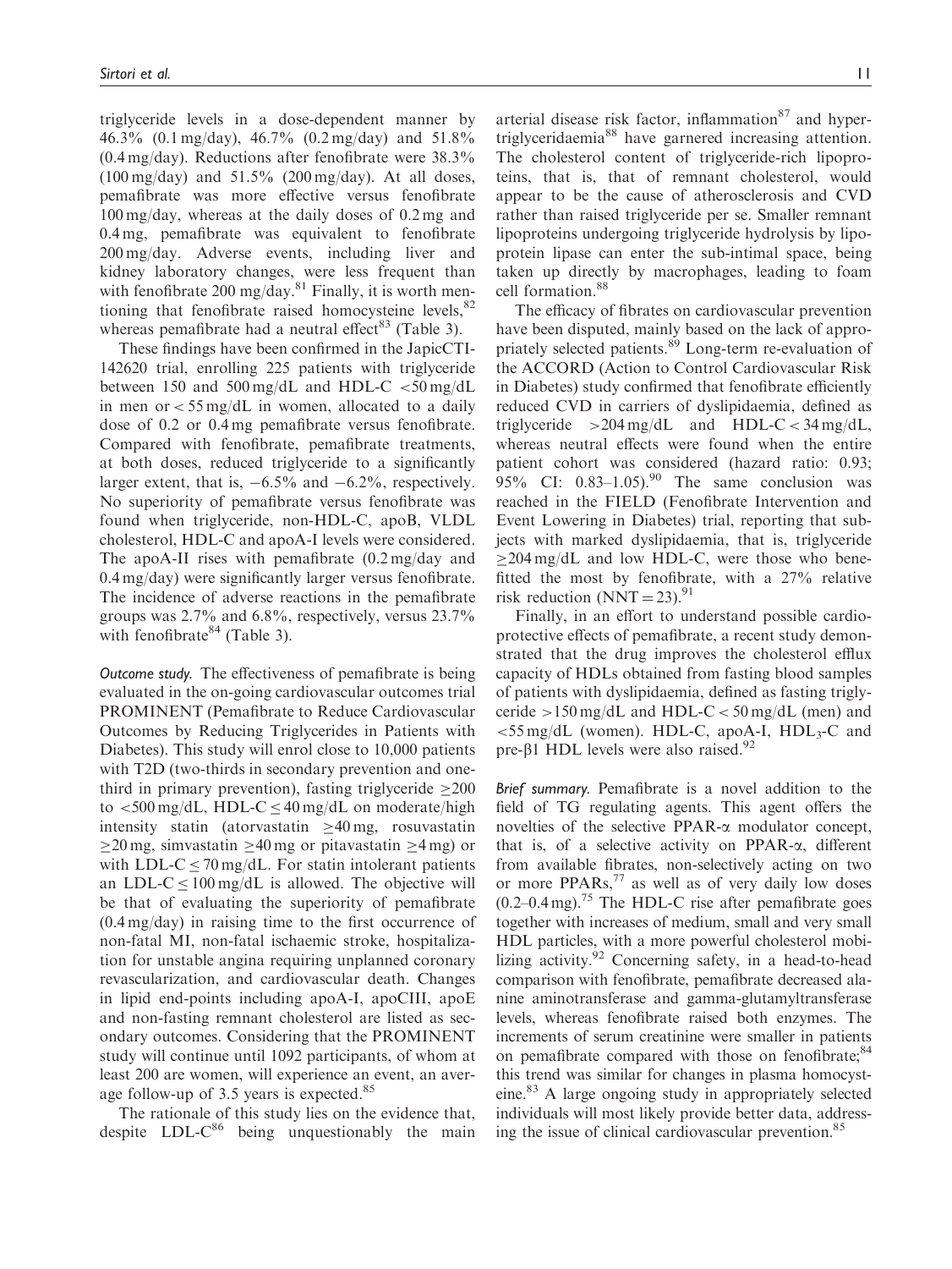triglyceride levels in a dose-dependent manner by 46.3% (0.1 mg/day), 46.7% (0.2 mg/day) and 51.8% (0.4 mg/day). Reductions after fenofibrate were 38.3% (100 mg/day) and 51.5% (200 mg/day). At all doses, pemafibrate was more effective versus fenofibrate 100 mg/day, whereas at the daily doses of 0.2 mg and 0.4 mg, pemafibrate was equivalent to fenofibrate 200 mg/day. Adverse events, including liver and kidney laboratory changes, were less frequent than with fenofibrate 200 mg/day.[81] Finally, it is worth mentioning that fenofibrate raised homocysteine levels,[82] whereas pemafibrate had a neutral effect[83] (Table 3).

These findings have been confirmed in the JapicCTI-142620 trial, enrolling 225 patients with triglyceride between 150 and 500 mg/dL and HDL-C <50 mg/dL in men or < 55 mg/dL in women, allocated to a daily dose of 0.2 or 0.4 mg pemafibrate versus fenofibrate. Compared with fenofibrate, pemafibrate treatments, at both doses, reduced triglyceride to a significantly larger extent, that is, −6.5% and −6.2%, respectively. No superiority of pemafibrate versus fenofibrate was found when triglyceride, non-HDL-C, apoB, VLDL cholesterol, HDL-C and apoA-I levels were considered. The apoA-II rises with pemafibrate (0.2 mg/day and 0.4 mg/day) were significantly larger versus fenofibrate. The incidence of adverse reactions in the pemafibrate groups was 2.7% and 6.8%, respectively, versus 23.7% with fenofibrate[84] (Table 3).

*Outcome study.* The effectiveness of pemafibrate is being evaluated in the on-going cardiovascular outcomes trial PROMINENT (Pemafibrate to Reduce Cardiovascular Outcomes by Reducing Triglycerides in Patients with Diabetes). This study will enrol close to 10,000 patients with T2D (two-thirds in secondary prevention and one-third in primary prevention), fasting triglyceride ≥200 to <500 mg/dL, HDL-C ≤ 40 mg/dL on moderate/high intensity statin (atorvastatin ≥40 mg, rosuvastatin ≥20 mg, simvastatin ≥40 mg or pitavastatin ≥4 mg) or with LDL-C ≤ 70 mg/dL. For statin intolerant patients an LDL-C ≤ 100 mg/dL is allowed. The objective will be that of evaluating the superiority of pemafibrate (0.4 mg/day) in raising time to the first occurrence of non-fatal MI, non-fatal ischaemic stroke, hospitalization for unstable angina requiring unplanned coronary revascularization, and cardiovascular death. Changes in lipid end-points including apoA-I, apoCIII, apoE and non-fasting remnant cholesterol are listed as secondary outcomes. Considering that the PROMINENT study will continue until 1092 participants, of whom at least 200 are women, will experience an event, an average follow-up of 3.5 years is expected.[85]

The rationale of this study lies on the evidence that, despite LDL-C[86] being unquestionably the main arterial disease risk factor, inflammation[87] and hypertriglyceridaemia[88] have garnered increasing attention. The cholesterol content of triglyceride-rich lipoproteins, that is, that of remnant cholesterol, would appear to be the cause of atherosclerosis and CVD rather than raised triglyceride per se. Smaller remnant lipoproteins undergoing triglyceride hydrolysis by lipoprotein lipase can enter the sub-intimal space, being taken up directly by macrophages, leading to foam cell formation.[88]

The efficacy of fibrates on cardiovascular prevention have been disputed, mainly based on the lack of appropriately selected patients.[89] Long-term re-evaluation of the ACCORD (Action to Control Cardiovascular Risk in Diabetes) study confirmed that fenofibrate efficiently reduced CVD in carriers of dyslipidaemia, defined as triglyceride >204 mg/dL and HDL-C < 34 mg/dL, whereas neutral effects were found when the entire patient cohort was considered (hazard ratio: 0.93; 95% CI: 0.83–1.05).[90] The same conclusion was reached in the FIELD (Fenofibrate Intervention and Event Lowering in Diabetes) trial, reporting that subjects with marked dyslipidaemia, that is, triglyceride ≥204 mg/dL and low HDL-C, were those who benefitted the most by fenofibrate, with a 27% relative risk reduction (NNT = 23).[91]

Finally, in an effort to understand possible cardioprotective effects of pemafibrate, a recent study demonstrated that the drug improves the cholesterol efflux capacity of HDLs obtained from fasting blood samples of patients with dyslipidaemia, defined as fasting triglyceride >150 mg/dL and HDL-C < 50 mg/dL (men) and <55 mg/dL (women). HDL-C, apoA-I, $HDL_3$-C and pre-β1 HDL levels were also raised.[92]

*Brief summary.* Pemafibrate is a novel addition to the field of TG regulating agents. This agent offers the novelties of the selective PPAR-α modulator concept, that is, of a selective activity on PPAR-α, different from available fibrates, non-selectively acting on two or more PPARs,[77] as well as of very daily low doses (0.2–0.4 mg).[75] The HDL-C rise after pemafibrate goes together with increases of medium, small and very small HDL particles, with a more powerful cholesterol mobilizing activity.[92] Concerning safety, in a head-to-head comparison with fenofibrate, pemafibrate decreased alanine aminotransferase and gamma-glutamyltransferase levels, whereas fenofibrate raised both enzymes. The increments of serum creatinine were smaller in patients on pemafibrate compared with those on fenofibrate;[84] this trend was similar for changes in plasma homocysteine.[83] A large ongoing study in appropriately selected individuals will most likely provide better data, addressing the issue of clinical cardiovascular prevention.[85]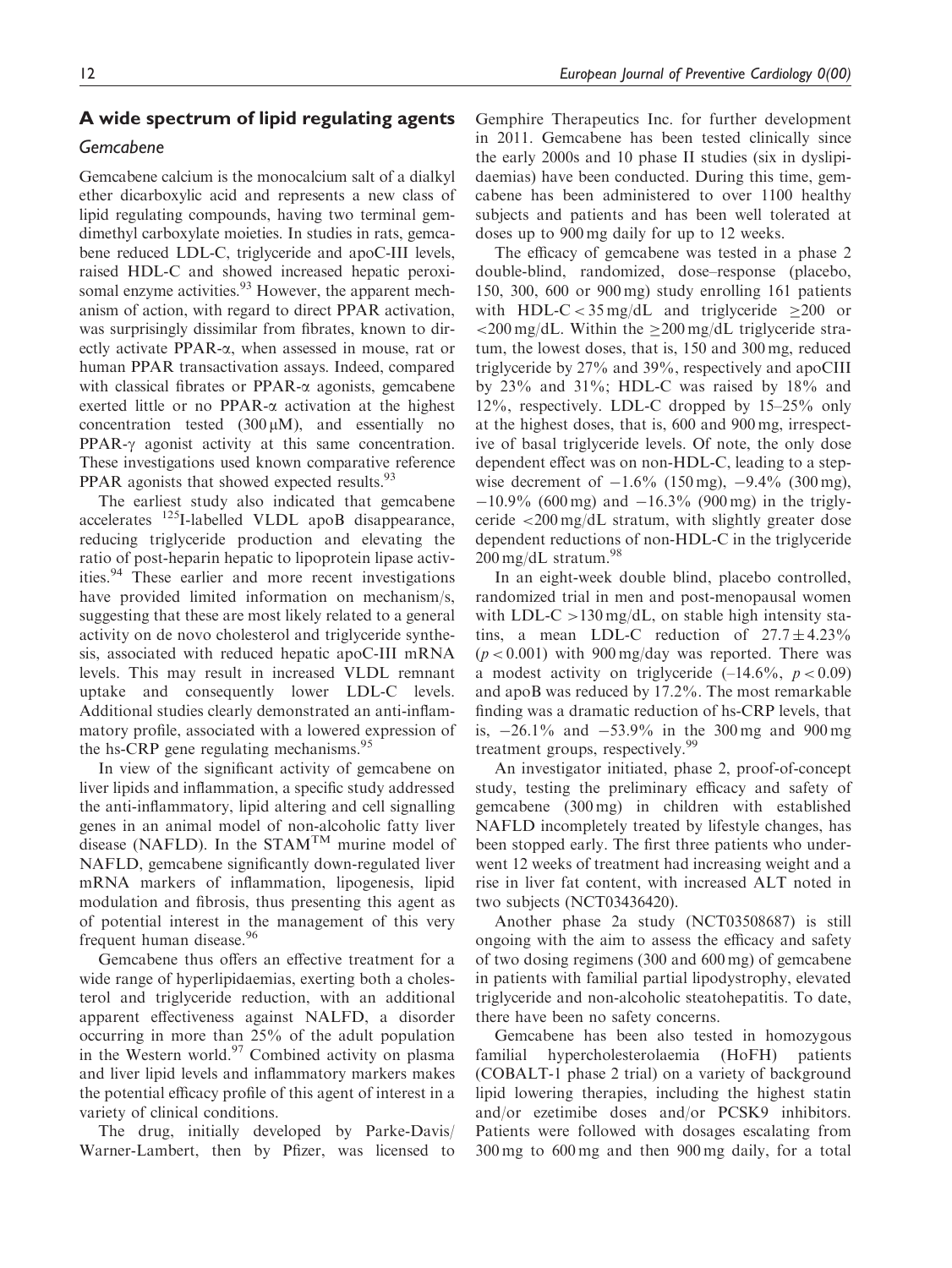## A wide spectrum of lipid regulating agents

### Gemcabene

Gemcabene calcium is the monocalcium salt of a dialkyl ether dicarboxylic acid and represents a new class of lipid regulating compounds, having two terminal gem-dimethyl carboxylate moieties. In studies in rats, gemcabene reduced LDL-C, triglyceride and apoC-III levels, raised HDL-C and showed increased hepatic peroxisomal enzyme activities.[93] However, the apparent mechanism of action, with regard to direct PPAR activation, was surprisingly dissimilar from fibrates, known to directly activate PPAR-$\alpha$, when assessed in mouse, rat or human PPAR transactivation assays. Indeed, compared with classical fibrates or PPAR-$\alpha$ agonists, gemcabene exerted little or no PPAR-$\alpha$ activation at the highest concentration tested (300 μM), and essentially no PPAR-$\gamma$ agonist activity at this same concentration. These investigations used known comparative reference PPAR agonists that showed expected results.[93]

The earliest study also indicated that gemcabene accelerates $^{125}$I-labelled VLDL apoB disappearance, reducing triglyceride production and elevating the ratio of post-heparin hepatic to lipoprotein lipase activities.[94] These earlier and more recent investigations have provided limited information on mechanism/s, suggesting that these are most likely related to a general activity on de novo cholesterol and triglyceride synthesis, associated with reduced hepatic apoC-III mRNA levels. This may result in increased VLDL remnant uptake and consequently lower LDL-C levels. Additional studies clearly demonstrated an anti-inflammatory profile, associated with a lowered expression of the hs-CRP gene regulating mechanisms.[95]

In view of the significant activity of gemcabene on liver lipids and inflammation, a specific study addressed the anti-inflammatory, lipid altering and cell signalling genes in an animal model of non-alcoholic fatty liver disease (NAFLD). In the STAM™ murine model of NAFLD, gemcabene significantly down-regulated liver mRNA markers of inflammation, lipogenesis, lipid modulation and fibrosis, thus presenting this agent as of potential interest in the management of this very frequent human disease.[96]

Gemcabene thus offers an effective treatment for a wide range of hyperlipidaemias, exerting both a cholesterol and triglyceride reduction, with an additional apparent effectiveness against NALFD, a disorder occurring in more than 25% of the adult population in the Western world.[97] Combined activity on plasma and liver lipid levels and inflammatory markers makes the potential efficacy profile of this agent of interest in a variety of clinical conditions.

The drug, initially developed by Parke-Davis/Warner-Lambert, then by Pfizer, was licensed to Gemphire Therapeutics Inc. for further development in 2011. Gemcabene has been tested clinically since the early 2000s and 10 phase II studies (six in dyslipidaemias) have been conducted. During this time, gemcabene has been administered to over 1100 healthy subjects and patients and has been well tolerated at doses up to 900 mg daily for up to 12 weeks.

The efficacy of gemcabene was tested in a phase 2 double-blind, randomized, dose–response (placebo, 150, 300, 600 or 900 mg) study enrolling 161 patients with HDL-C < 35 mg/dL and triglyceride $\geq$200 or <200 mg/dL. Within the $\geq$200 mg/dL triglyceride stratum, the lowest doses, that is, 150 and 300 mg, reduced triglyceride by 27% and 39%, respectively and apoCIII by 23% and 31%; HDL-C was raised by 18% and 12%, respectively. LDL-C dropped by 15–25% only at the highest doses, that is, 600 and 900 mg, irrespective of basal triglyceride levels. Of note, the only dose dependent effect was on non-HDL-C, leading to a stepwise decrement of −1.6% (150 mg), −9.4% (300 mg), −10.9% (600 mg) and −16.3% (900 mg) in the triglyceride <200 mg/dL stratum, with slightly greater dose dependent reductions of non-HDL-C in the triglyceride 200 mg/dL stratum.[98]

In an eight-week double blind, placebo controlled, randomized trial in men and post-menopausal women with LDL-C >130 mg/dL, on stable high intensity statins, a mean LDL-C reduction of 27.7 ± 4.23% ($p < 0.001$) with 900 mg/day was reported. There was a modest activity on triglyceride (–14.6%, $p < 0.09$) and apoB was reduced by 17.2%. The most remarkable finding was a dramatic reduction of hs-CRP levels, that is, −26.1% and −53.9% in the 300 mg and 900 mg treatment groups, respectively.[99]

An investigator initiated, phase 2, proof-of-concept study, testing the preliminary efficacy and safety of gemcabene (300 mg) in children with established NAFLD incompletely treated by lifestyle changes, has been stopped early. The first three patients who underwent 12 weeks of treatment had increasing weight and a rise in liver fat content, with increased ALT noted in two subjects (NCT03436420).

Another phase 2a study (NCT03508687) is still ongoing with the aim to assess the efficacy and safety of two dosing regimens (300 and 600 mg) of gemcabene in patients with familial partial lipodystrophy, elevated triglyceride and non-alcoholic steatohepatitis. To date, there have been no safety concerns.

Gemcabene has been also tested in homozygous familial hypercholesterolaemia (HoFH) patients (COBALT-1 phase 2 trial) on a variety of background lipid lowering therapies, including the highest statin and/or ezetimibe doses and/or PCSK9 inhibitors. Patients were followed with dosages escalating from 300 mg to 600 mg and then 900 mg daily, for a total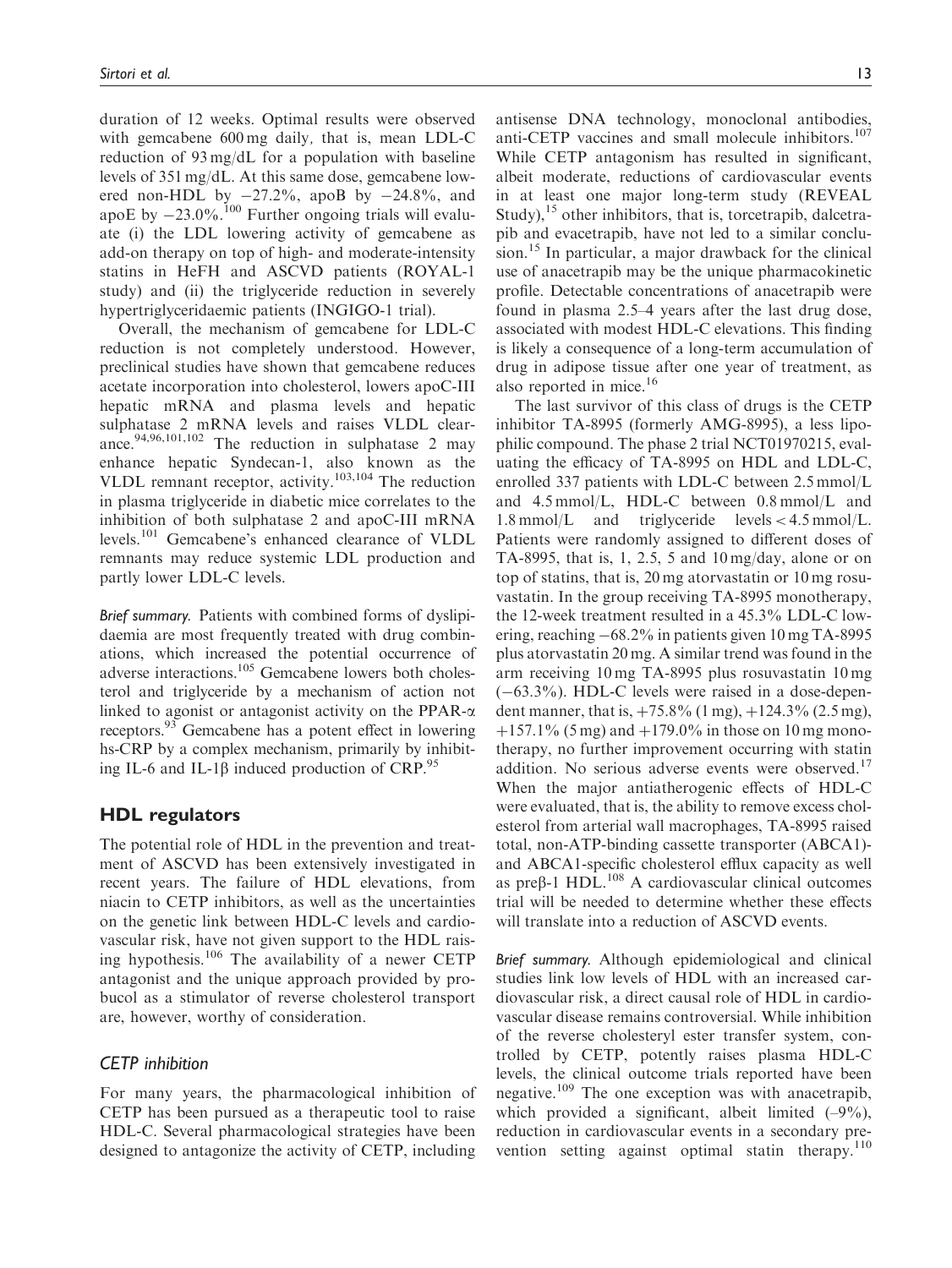duration of 12 weeks. Optimal results were observed with gemcabene 600 mg daily*,* that is, mean LDL-C reduction of 93 mg/dL for a population with baseline levels of 351 mg/dL. At this same dose, gemcabene lowered non-HDL by −27.2%, apoB by −24.8%, and apoE by −23.0%.[100] Further ongoing trials will evaluate (i) the LDL lowering activity of gemcabene as add-on therapy on top of high- and moderate-intensity statins in HeFH and ASCVD patients (ROYAL-1 study) and (ii) the triglyceride reduction in severely hypertriglyceridaemic patients (INGIGO-1 trial).

Overall, the mechanism of gemcabene for LDL-C reduction is not completely understood. However, preclinical studies have shown that gemcabene reduces acetate incorporation into cholesterol, lowers apoC-III hepatic mRNA and plasma levels and hepatic sulphatase 2 mRNA levels and raises VLDL clearance.[94,96,101,102] The reduction in sulphatase 2 may enhance hepatic Syndecan-1, also known as the VLDL remnant receptor, activity.[103,104] The reduction in plasma triglyceride in diabetic mice correlates to the inhibition of both sulphatase 2 and apoC-III mRNA levels.[101] Gemcabene's enhanced clearance of VLDL remnants may reduce systemic LDL production and partly lower LDL-C levels.

*Brief summary.* Patients with combined forms of dyslipidaemia are most frequently treated with drug combinations, which increased the potential occurrence of adverse interactions.[105] Gemcabene lowers both cholesterol and triglyceride by a mechanism of action not linked to agonist or antagonist activity on the PPAR-α receptors.[93] Gemcabene has a potent effect in lowering hs-CRP by a complex mechanism, primarily by inhibiting IL-6 and IL-1β induced production of CRP.[95]

## HDL regulators

The potential role of HDL in the prevention and treatment of ASCVD has been extensively investigated in recent years. The failure of HDL elevations, from niacin to CETP inhibitors, as well as the uncertainties on the genetic link between HDL-C levels and cardiovascular risk, have not given support to the HDL raising hypothesis.[106] The availability of a newer CETP antagonist and the unique approach provided by probucol as a stimulator of reverse cholesterol transport are, however, worthy of consideration.

### CETP inhibition

For many years, the pharmacological inhibition of CETP has been pursued as a therapeutic tool to raise HDL-C. Several pharmacological strategies have been designed to antagonize the activity of CETP, including antisense DNA technology, monoclonal antibodies, anti-CETP vaccines and small molecule inhibitors.[107] While CETP antagonism has resulted in significant, albeit moderate, reductions of cardiovascular events in at least one major long-term study (REVEAL Study),[15] other inhibitors, that is, torcetrapib, dalcetrapib and evacetrapib, have not led to a similar conclusion.[15] In particular, a major drawback for the clinical use of anacetrapib may be the unique pharmacokinetic profile. Detectable concentrations of anacetrapib were found in plasma 2.5–4 years after the last drug dose, associated with modest HDL-C elevations. This finding is likely a consequence of a long-term accumulation of drug in adipose tissue after one year of treatment, as also reported in mice.[16]

The last survivor of this class of drugs is the CETP inhibitor TA-8995 (formerly AMG-8995), a less lipophilic compound. The phase 2 trial NCT01970215, evaluating the efficacy of TA-8995 on HDL and LDL-C, enrolled 337 patients with LDL-C between 2.5 mmol/L and 4.5 mmol/L, HDL-C between 0.8 mmol/L and 1.8 mmol/L and triglyceride levels < 4.5 mmol/L. Patients were randomly assigned to different doses of TA-8995, that is, 1, 2.5, 5 and 10 mg/day, alone or on top of statins, that is, 20 mg atorvastatin or 10 mg rosuvastatin. In the group receiving TA-8995 monotherapy, the 12-week treatment resulted in a 45.3% LDL-C lowering, reaching −68.2% in patients given 10 mg TA-8995 plus atorvastatin 20 mg. A similar trend was found in the arm receiving 10 mg TA-8995 plus rosuvastatin 10 mg (−63.3%). HDL-C levels were raised in a dose-dependent manner, that is, +75.8% (1 mg), +124.3% (2.5 mg), +157.1% (5 mg) and +179.0% in those on 10 mg monotherapy, no further improvement occurring with statin addition. No serious adverse events were observed.[17] When the major antiatherogenic effects of HDL-C were evaluated, that is, the ability to remove excess cholesterol from arterial wall macrophages, TA-8995 raised total, non-ATP-binding cassette transporter (ABCA1)- and ABCA1-specific cholesterol efflux capacity as well as preβ-1 HDL.[108] A cardiovascular clinical outcomes trial will be needed to determine whether these effects will translate into a reduction of ASCVD events.

*Brief summary.* Although epidemiological and clinical studies link low levels of HDL with an increased cardiovascular risk, a direct causal role of HDL in cardiovascular disease remains controversial. While inhibition of the reverse cholesteryl ester transfer system, controlled by CETP, potently raises plasma HDL-C levels, the clinical outcome trials reported have been negative.[109] The one exception was with anacetrapib, which provided a significant, albeit limited (–9%), reduction in cardiovascular events in a secondary prevention setting against optimal statin therapy.[110]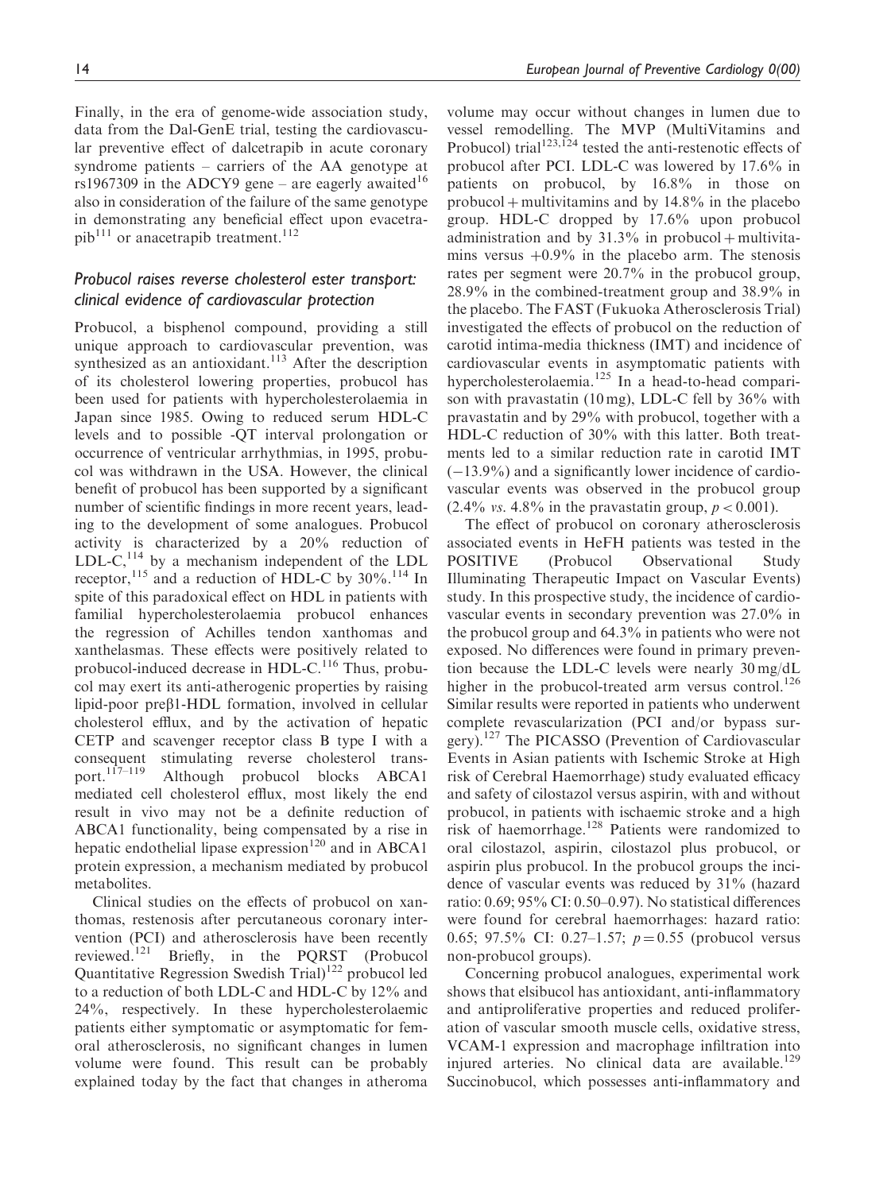Finally, in the era of genome-wide association study, data from the Dal-GenE trial, testing the cardiovascular preventive effect of dalcetrapib in acute coronary syndrome patients – carriers of the AA genotype at rs1967309 in the ADCY9 gene – are eagerly awaited[16] also in consideration of the failure of the same genotype in demonstrating any beneficial effect upon evacetrapib[111] or anacetrapib treatment.[112]

### *Probucol raises reverse cholesterol ester transport: clinical evidence of cardiovascular protection*

Probucol, a bisphenol compound, providing a still unique approach to cardiovascular prevention, was synthesized as an antioxidant.[113] After the description of its cholesterol lowering properties, probucol has been used for patients with hypercholesterolaemia in Japan since 1985. Owing to reduced serum HDL-C levels and to possible -QT interval prolongation or occurrence of ventricular arrhythmias, in 1995, probucol was withdrawn in the USA. However, the clinical benefit of probucol has been supported by a significant number of scientific findings in more recent years, leading to the development of some analogues. Probucol activity is characterized by a 20% reduction of LDL-C,[114] by a mechanism independent of the LDL receptor,[115] and a reduction of HDL-C by 30%.[114] In spite of this paradoxical effect on HDL in patients with familial hypercholesterolaemia probucol enhances the regression of Achilles tendon xanthomas and xanthelasmas. These effects were positively related to probucol-induced decrease in HDL-C.[116] Thus, probucol may exert its anti-atherogenic properties by raising lipid-poor preβ1-HDL formation, involved in cellular cholesterol efflux, and by the activation of hepatic CETP and scavenger receptor class B type I with a consequent stimulating reverse cholesterol transport.[117–119] Although probucol blocks ABCA1 mediated cell cholesterol efflux, most likely the end result in vivo may not be a definite reduction of ABCA1 functionality, being compensated by a rise in hepatic endothelial lipase expression[120] and in ABCA1 protein expression, a mechanism mediated by probucol metabolites.

Clinical studies on the effects of probucol on xanthomas, restenosis after percutaneous coronary intervention (PCI) and atherosclerosis have been recently reviewed.[121] Briefly, in the PQRST (Probucol Quantitative Regression Swedish Trial)[122] probucol led to a reduction of both LDL-C and HDL-C by 12% and 24%, respectively. In these hypercholesterolaemic patients either symptomatic or asymptomatic for femoral atherosclerosis, no significant changes in lumen volume were found. This result can be probably explained today by the fact that changes in atheroma volume may occur without changes in lumen due to vessel remodelling. The MVP (MultiVitamins and Probucol) trial[123,124] tested the anti-restenotic effects of probucol after PCI. LDL-C was lowered by 17.6% in patients on probucol, by 16.8% in those on probucol + multivitamins and by 14.8% in the placebo group. HDL-C dropped by 17.6% upon probucol administration and by 31.3% in probucol + multivitamins versus +0.9% in the placebo arm. The stenosis rates per segment were 20.7% in the probucol group, 28.9% in the combined-treatment group and 38.9% in the placebo. The FAST (Fukuoka Atherosclerosis Trial) investigated the effects of probucol on the reduction of carotid intima-media thickness (IMT) and incidence of cardiovascular events in asymptomatic patients with hypercholesterolaemia.[125] In a head-to-head comparison with pravastatin (10 mg), LDL-C fell by 36% with pravastatin and by 29% with probucol, together with a HDL-C reduction of 30% with this latter. Both treatments led to a similar reduction rate in carotid IMT (−13.9%) and a significantly lower incidence of cardiovascular events was observed in the probucol group (2.4% *vs.* 4.8% in the pravastatin group, $p < 0.001$).

The effect of probucol on coronary atherosclerosis associated events in HeFH patients was tested in the POSITIVE (Probucol Observational Study Illuminating Therapeutic Impact on Vascular Events) study. In this prospective study, the incidence of cardiovascular events in secondary prevention was 27.0% in the probucol group and 64.3% in patients who were not exposed. No differences were found in primary prevention because the LDL-C levels were nearly 30 mg/dL higher in the probucol-treated arm versus control.[126] Similar results were reported in patients who underwent complete revascularization (PCI and/or bypass surgery).[127] The PICASSO (Prevention of Cardiovascular Events in Asian patients with Ischemic Stroke at High risk of Cerebral Haemorrhage) study evaluated efficacy and safety of cilostazol versus aspirin, with and without probucol, in patients with ischaemic stroke and a high risk of haemorrhage.[128] Patients were randomized to oral cilostazol, aspirin, cilostazol plus probucol, or aspirin plus probucol. In the probucol groups the incidence of vascular events was reduced by 31% (hazard ratio: 0.69; 95% CI: 0.50–0.97). No statistical differences were found for cerebral haemorrhages: hazard ratio: 0.65; 97.5% CI: 0.27–1.57; $p = 0.55$ (probucol versus non-probucol groups).

Concerning probucol analogues, experimental work shows that elsibucol has antioxidant, anti-inflammatory and antiproliferative properties and reduced proliferation of vascular smooth muscle cells, oxidative stress, VCAM-1 expression and macrophage infiltration into injured arteries. No clinical data are available.[129] Succinobucol, which possesses anti-inflammatory and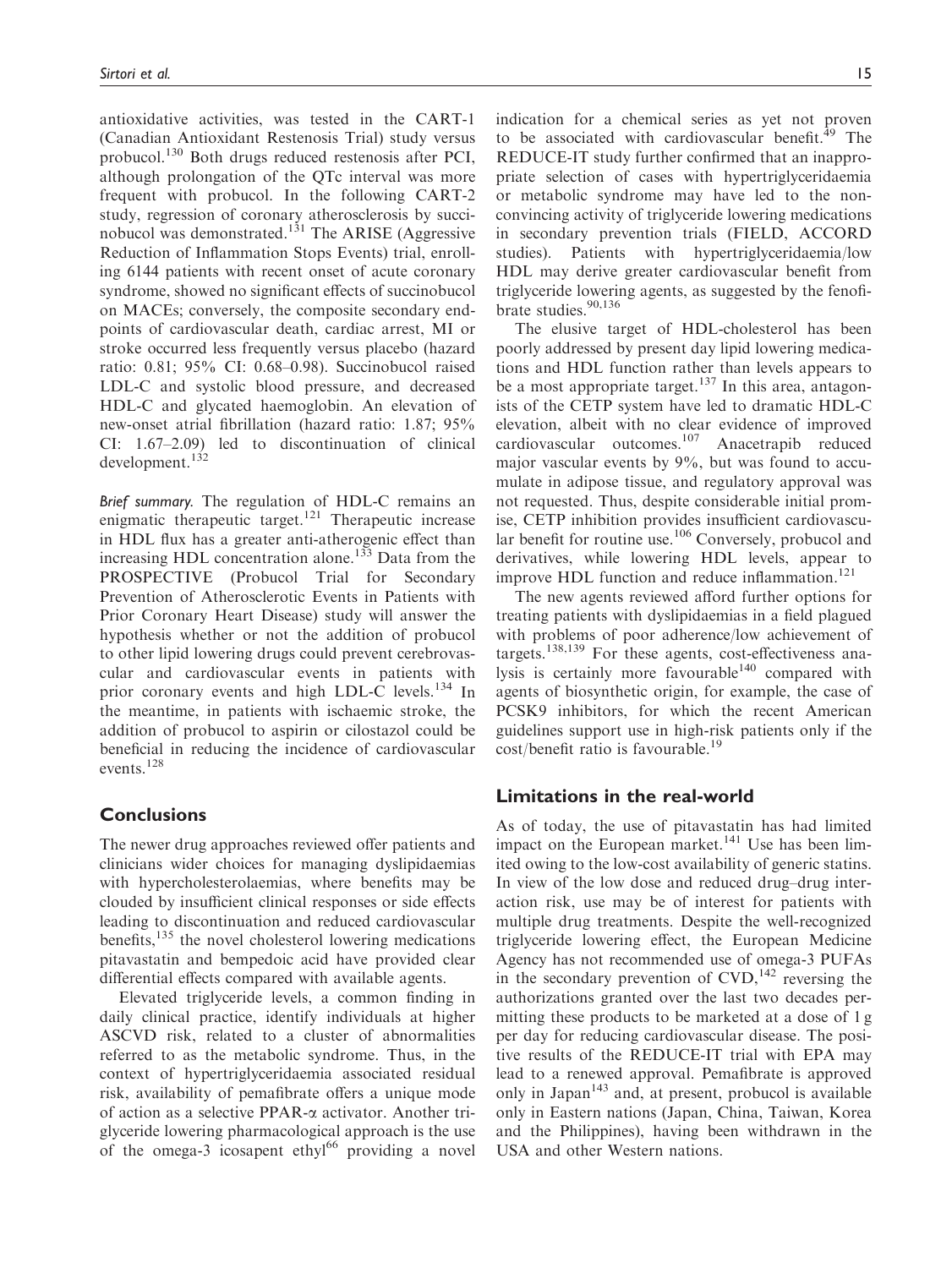antioxidative activities, was tested in the CART-1 (Canadian Antioxidant Restenosis Trial) study versus probucol.[130] Both drugs reduced restenosis after PCI, although prolongation of the QTc interval was more frequent with probucol. In the following CART-2 study, regression of coronary atherosclerosis by succinobucol was demonstrated.[131] The ARISE (Aggressive Reduction of Inflammation Stops Events) trial, enrolling 6144 patients with recent onset of acute coronary syndrome, showed no significant effects of succinobucol on MACEs; conversely, the composite secondary endpoints of cardiovascular death, cardiac arrest, MI or stroke occurred less frequently versus placebo (hazard ratio: 0.81; 95% CI: 0.68–0.98). Succinobucol raised LDL-C and systolic blood pressure, and decreased HDL-C and glycated haemoglobin. An elevation of new-onset atrial fibrillation (hazard ratio: 1.87; 95% CI: 1.67–2.09) led to discontinuation of clinical development.[132]

*Brief summary.* The regulation of HDL-C remains an enigmatic therapeutic target.[121] Therapeutic increase in HDL flux has a greater anti-atherogenic effect than increasing HDL concentration alone.[133] Data from the PROSPECTIVE (Probucol Trial for Secondary Prevention of Atherosclerotic Events in Patients with Prior Coronary Heart Disease) study will answer the hypothesis whether or not the addition of probucol to other lipid lowering drugs could prevent cerebrovascular and cardiovascular events in patients with prior coronary events and high LDL-C levels.[134] In the meantime, in patients with ischaemic stroke, the addition of probucol to aspirin or cilostazol could be beneficial in reducing the incidence of cardiovascular events.[128]

## Conclusions

The newer drug approaches reviewed offer patients and clinicians wider choices for managing dyslipidaemias with hypercholesterolaemias, where benefits may be clouded by insufficient clinical responses or side effects leading to discontinuation and reduced cardiovascular benefits,[135] the novel cholesterol lowering medications pitavastatin and bempedoic acid have provided clear differential effects compared with available agents.

Elevated triglyceride levels, a common finding in daily clinical practice, identify individuals at higher ASCVD risk, related to a cluster of abnormalities referred to as the metabolic syndrome. Thus, in the context of hypertriglyceridaemia associated residual risk, availability of pemafibrate offers a unique mode of action as a selective PPAR-α activator. Another triglyceride lowering pharmacological approach is the use of the omega-3 icosapent ethyl[66] providing a novel indication for a chemical series as yet not proven to be associated with cardiovascular benefit.[49] The REDUCE-IT study further confirmed that an inappropriate selection of cases with hypertriglyceridaemia or metabolic syndrome may have led to the non-convincing activity of triglyceride lowering medications in secondary prevention trials (FIELD, ACCORD studies). Patients with hypertriglyceridaemia/low HDL may derive greater cardiovascular benefit from triglyceride lowering agents, as suggested by the fenofibrate studies.[90,136]

The elusive target of HDL-cholesterol has been poorly addressed by present day lipid lowering medications and HDL function rather than levels appears to be a most appropriate target.[137] In this area, antagonists of the CETP system have led to dramatic HDL-C elevation, albeit with no clear evidence of improved cardiovascular outcomes.[107] Anacetrapib reduced major vascular events by 9%, but was found to accumulate in adipose tissue, and regulatory approval was not requested. Thus, despite considerable initial promise, CETP inhibition provides insufficient cardiovascular benefit for routine use.[106] Conversely, probucol and derivatives, while lowering HDL levels, appear to improve HDL function and reduce inflammation.[121]

The new agents reviewed afford further options for treating patients with dyslipidaemias in a field plagued with problems of poor adherence/low achievement of targets.[138,139] For these agents, cost-effectiveness analysis is certainly more favourable[140] compared with agents of biosynthetic origin, for example, the case of PCSK9 inhibitors, for which the recent American guidelines support use in high-risk patients only if the cost/benefit ratio is favourable.[19]

## Limitations in the real-world

As of today, the use of pitavastatin has had limited impact on the European market.[141] Use has been limited owing to the low-cost availability of generic statins. In view of the low dose and reduced drug–drug interaction risk, use may be of interest for patients with multiple drug treatments. Despite the well-recognized triglyceride lowering effect, the European Medicine Agency has not recommended use of omega-3 PUFAs in the secondary prevention of CVD,[142] reversing the authorizations granted over the last two decades permitting these products to be marketed at a dose of 1 g per day for reducing cardiovascular disease. The positive results of the REDUCE-IT trial with EPA may lead to a renewed approval. Pemafibrate is approved only in Japan[143] and, at present, probucol is available only in Eastern nations (Japan, China, Taiwan, Korea and the Philippines), having been withdrawn in the USA and other Western nations.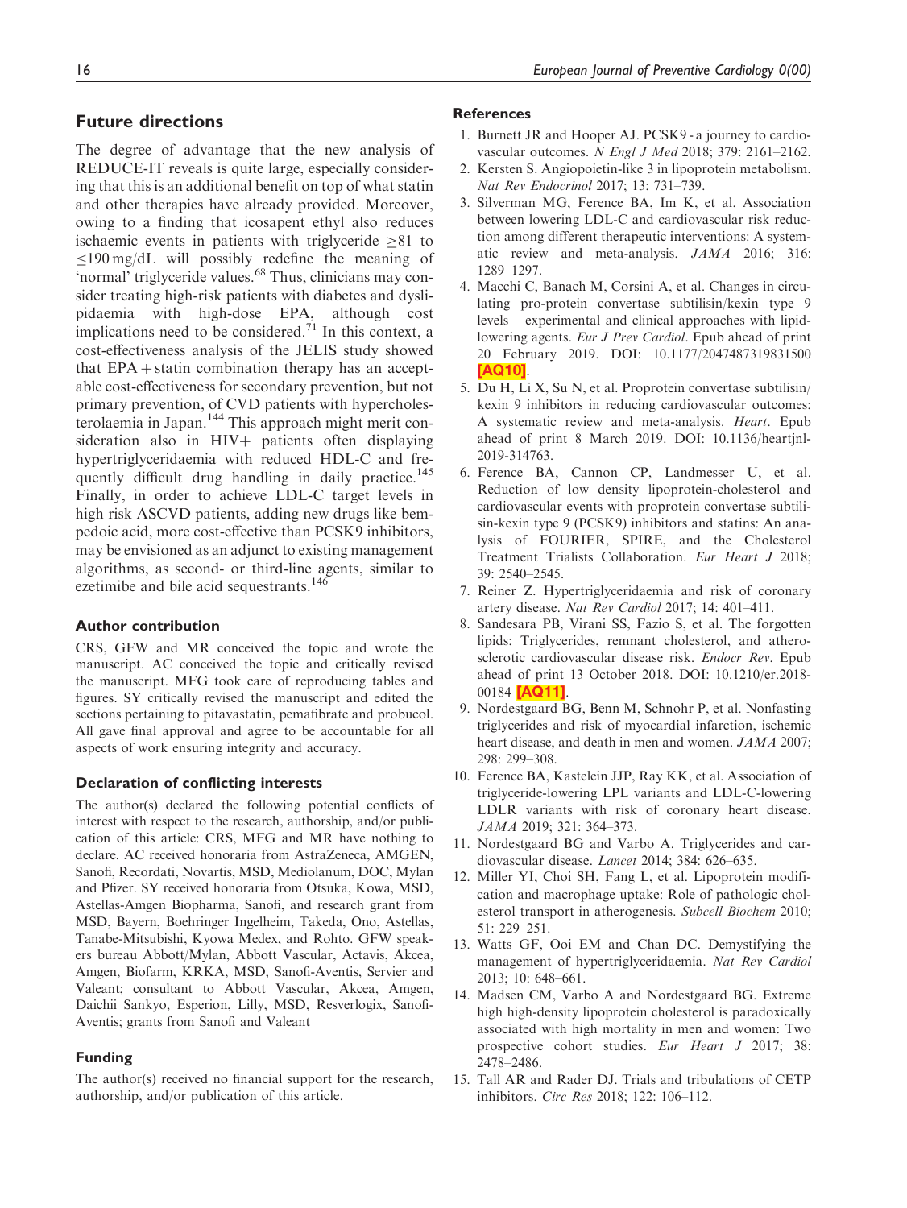## Future directions

The degree of advantage that the new analysis of REDUCE-IT reveals is quite large, especially considering that this is an additional benefit on top of what statin and other therapies have already provided. Moreover, owing to a finding that icosapent ethyl also reduces ischaemic events in patients with triglyceride $\geq$81 to $\leq$190 mg/dL will possibly redefine the meaning of 'normal' triglyceride values.[68] Thus, clinicians may consider treating high-risk patients with diabetes and dyslipidaemia with high-dose EPA, although cost implications need to be considered.[71] In this context, a cost-effectiveness analysis of the JELIS study showed that EPA + statin combination therapy has an acceptable cost-effectiveness for secondary prevention, but not primary prevention, of CVD patients with hypercholesterolaemia in Japan.[144] This approach might merit consideration also in HIV+ patients often displaying hypertriglyceridaemia with reduced HDL-C and frequently difficult drug handling in daily practice.[145] Finally, in order to achieve LDL-C target levels in high risk ASCVD patients, adding new drugs like bempedoic acid, more cost-effective than PCSK9 inhibitors, may be envisioned as an adjunct to existing management algorithms, as second- or third-line agents, similar to ezetimibe and bile acid sequestrants.[146]

### Author contribution

CRS, GFW and MR conceived the topic and wrote the manuscript. AC conceived the topic and critically revised the manuscript. MFG took care of reproducing tables and figures. SY critically revised the manuscript and edited the sections pertaining to pitavastatin, pemafibrate and probucol. All gave final approval and agree to be accountable for all aspects of work ensuring integrity and accuracy.

### Declaration of conflicting interests

The author(s) declared the following potential conflicts of interest with respect to the research, authorship, and/or publication of this article: CRS, MFG and MR have nothing to declare. AC received honoraria from AstraZeneca, AMGEN, Sanofi, Recordati, Novartis, MSD, Mediolanum, DOC, Mylan and Pfizer. SY received honoraria from Otsuka, Kowa, MSD, Astellas-Amgen Biopharma, Sanofi, and research grant from MSD, Bayern, Boehringer Ingelheim, Takeda, Ono, Astellas, Tanabe-Mitsubishi, Kyowa Medex, and Rohto. GFW speakers bureau Abbott/Mylan, Abbott Vascular, Actavis, Akcea, Amgen, Biofarm, KRKA, MSD, Sanofi-Aventis, Servier and Valeant; consultant to Abbott Vascular, Akcea, Amgen, Daichii Sankyo, Esperion, Lilly, MSD, Resverlogix, Sanofi-Aventis; grants from Sanofi and Valeant

### Funding

The author(s) received no financial support for the research, authorship, and/or publication of this article.

### References

1. Burnett JR and Hooper AJ. PCSK9 - a journey to cardiovascular outcomes. *N Engl J Med* 2018; 379: 2161–2162.
2. Kersten S. Angiopoietin-like 3 in lipoprotein metabolism. *Nat Rev Endocrinol* 2017; 13: 731–739.
3. Silverman MG, Ference BA, Im K, et al. Association between lowering LDL-C and cardiovascular risk reduction among different therapeutic interventions: A systematic review and meta-analysis. *JAMA* 2016; 316: 1289–1297.
4. Macchi C, Banach M, Corsini A, et al. Changes in circulating pro-protein convertase subtilisin/kexin type 9 levels – experimental and clinical approaches with lipid-lowering agents. *Eur J Prev Cardiol*. Epub ahead of print 20 February 2019. DOI: 10.1177/2047487319831500 **[AQ10]**.
5. Du H, Li X, Su N, et al. Proprotein convertase subtilisin/kexin 9 inhibitors in reducing cardiovascular outcomes: A systematic review and meta-analysis. *Heart*. Epub ahead of print 8 March 2019. DOI: 10.1136/heartjnl-2019-314763.
6. Ference BA, Cannon CP, Landmesser U, et al. Reduction of low density lipoprotein-cholesterol and cardiovascular events with proprotein convertase subtilisin-kexin type 9 (PCSK9) inhibitors and statins: An analysis of FOURIER, SPIRE, and the Cholesterol Treatment Trialists Collaboration. *Eur Heart J* 2018; 39: 2540–2545.
7. Reiner Z. Hypertriglyceridaemia and risk of coronary artery disease. *Nat Rev Cardiol* 2017; 14: 401–411.
8. Sandesara PB, Virani SS, Fazio S, et al. The forgotten lipids: Triglycerides, remnant cholesterol, and atherosclerotic cardiovascular disease risk. *Endocr Rev*. Epub ahead of print 13 October 2018. DOI: 10.1210/er.2018-00184 **[AQ11]**.
9. Nordestgaard BG, Benn M, Schnohr P, et al. Nonfasting triglycerides and risk of myocardial infarction, ischemic heart disease, and death in men and women. *JAMA* 2007; 298: 299–308.
10. Ference BA, Kastelein JJP, Ray KK, et al. Association of triglyceride-lowering LPL variants and LDL-C-lowering LDLR variants with risk of coronary heart disease. *JAMA* 2019; 321: 364–373.
11. Nordestgaard BG and Varbo A. Triglycerides and cardiovascular disease. *Lancet* 2014; 384: 626–635.
12. Miller YI, Choi SH, Fang L, et al. Lipoprotein modification and macrophage uptake: Role of pathologic cholesterol transport in atherogenesis. *Subcell Biochem* 2010; 51: 229–251.
13. Watts GF, Ooi EM and Chan DC. Demystifying the management of hypertriglyceridaemia. *Nat Rev Cardiol* 2013; 10: 648–661.
14. Madsen CM, Varbo A and Nordestgaard BG. Extreme high high-density lipoprotein cholesterol is paradoxically associated with high mortality in men and women: Two prospective cohort studies. *Eur Heart J* 2017; 38: 2478–2486.
15. Tall AR and Rader DJ. Trials and tribulations of CETP inhibitors. *Circ Res* 2018; 122: 106–112.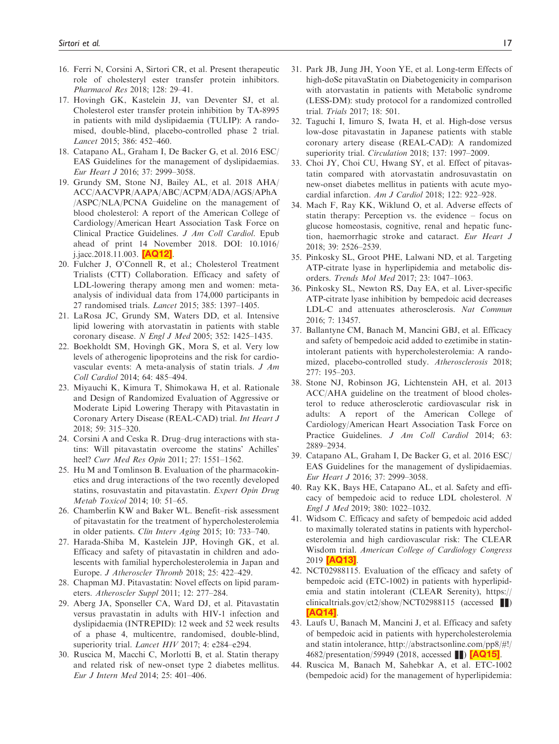16. Ferri N, Corsini A, Sirtori CR, et al. Present therapeutic role of cholesteryl ester transfer protein inhibitors. *Pharmacol Res* 2018; 128: 29–41.
17. Hovingh GK, Kastelein JJ, van Deventer SJ, et al. Cholesterol ester transfer protein inhibition by TA-8995 in patients with mild dyslipidaemia (TULIP): A randomised, double-blind, placebo-controlled phase 2 trial. *Lancet* 2015; 386: 452–460.
18. Catapano AL, Graham I, De Backer G, et al. 2016 ESC/EAS Guidelines for the management of dyslipidaemias. *Eur Heart J* 2016; 37: 2999–3058.
19. Grundy SM, Stone NJ, Bailey AL, et al. 2018 AHA/ACC/AACVPR/AAPA/ABC/ACPM/ADA/AGS/APhA/ASPC/NLA/PCNA Guideline on the management of blood cholesterol: A report of the American College of Cardiology/American Heart Association Task Force on Clinical Practice Guidelines. *J Am Coll Cardiol*. Epub ahead of print 14 November 2018. DOI: 10.1016/j.jacc.2018.11.003. **[AQ12]**.
20. Fulcher J, O'Connell R, et al.; Cholesterol Treatment Trialists (CTT) Collaboration. Efficacy and safety of LDL-lowering therapy among men and women: meta-analysis of individual data from 174,000 participants in 27 randomised trials. *Lancet* 2015; 385: 1397–1405.
21. LaRosa JC, Grundy SM, Waters DD, et al. Intensive lipid lowering with atorvastatin in patients with stable coronary disease. *N Engl J Med* 2005; 352: 1425–1435.
22. Boekholdt SM, Hovingh GK, Mora S, et al. Very low levels of atherogenic lipoproteins and the risk for cardiovascular events: A meta-analysis of statin trials. *J Am Coll Cardiol* 2014; 64: 485–494.
23. Miyauchi K, Kimura T, Shimokawa H, et al. Rationale and Design of Randomized Evaluation of Aggressive or Moderate Lipid Lowering Therapy with Pitavastatin in Coronary Artery Disease (REAL-CAD) trial. *Int Heart J* 2018; 59: 315–320.
24. Corsini A and Ceska R. Drug–drug interactions with statins: Will pitavastatin overcome the statins' Achilles' heel? *Curr Med Res Opin* 2011; 27: 1551–1562.
25. Hu M and Tomlinson B. Evaluation of the pharmacokinetics and drug interactions of the two recently developed statins, rosuvastatin and pitavastatin. *Expert Opin Drug Metab Toxicol* 2014; 10: 51–65.
26. Chamberlin KW and Baker WL. Benefit–risk assessment of pitavastatin for the treatment of hypercholesterolemia in older patients. *Clin Interv Aging* 2015; 10: 733–740.
27. Harada-Shiba M, Kastelein JJP, Hovingh GK, et al. Efficacy and safety of pitavastatin in children and adolescents with familial hypercholesterolemia in Japan and Europe. *J Atheroscler Thromb* 2018; 25: 422–429.
28. Chapman MJ. Pitavastatin: Novel effects on lipid parameters. *Atheroscler Suppl* 2011; 12: 277–284.
29. Aberg JA, Sponseller CA, Ward DJ, et al. Pitavastatin versus pravastatin in adults with HIV-1 infection and dyslipidaemia (INTREPID): 12 week and 52 week results of a phase 4, multicentre, randomised, double-blind, superiority trial. *Lancet HIV* 2017; 4: e284–e294.
30. Ruscica M, Macchi C, Morlotti B, et al. Statin therapy and related risk of new-onset type 2 diabetes mellitus. *Eur J Intern Med* 2014; 25: 401–406.
31. Park JB, Jung JH, Yoon YE, et al. Long-term Effects of high-doSe pitavaStatin on Diabetogenicity in comparison with atorvastatin in patients with Metabolic syndrome (LESS-DM): study protocol for a randomized controlled trial. *Trials* 2017; 18: 501.
32. Taguchi I, Iimuro S, Iwata H, et al. High-dose versus low-dose pitavastatin in Japanese patients with stable coronary artery disease (REAL-CAD): A randomized superiority trial. *Circulation* 2018; 137: 1997–2009.
33. Choi JY, Choi CU, Hwang SY, et al. Effect of pitavastatin compared with atorvastatin androsuvastatin on new-onset diabetes mellitus in patients with acute myocardial infarction. *Am J Cardiol* 2018; 122: 922–928.
34. Mach F, Ray KK, Wiklund O, et al. Adverse effects of statin therapy: Perception vs. the evidence – focus on glucose homeostasis, cognitive, renal and hepatic function, haemorrhagic stroke and cataract. *Eur Heart J* 2018; 39: 2526–2539.
35. Pinkosky SL, Groot PHE, Lalwani ND, et al. Targeting ATP-citrate lyase in hyperlipidemia and metabolic disorders. *Trends Mol Med* 2017; 23: 1047–1063.
36. Pinkosky SL, Newton RS, Day EA, et al. Liver-specific ATP-citrate lyase inhibition by bempedoic acid decreases LDL-C and attenuates atherosclerosis. *Nat Commun* 2016; 7: 13457.
37. Ballantyne CM, Banach M, Mancini GBJ, et al. Efficacy and safety of bempedoic acid added to ezetimibe in statin-intolerant patients with hypercholesterolemia: A randomized, placebo-controlled study. *Atherosclerosis* 2018; 277: 195–203.
38. Stone NJ, Robinson JG, Lichtenstein AH, et al. 2013 ACC/AHA guideline on the treatment of blood cholesterol to reduce atherosclerotic cardiovascular risk in adults: A report of the American College of Cardiology/American Heart Association Task Force on Practice Guidelines. *J Am Coll Cardiol* 2014; 63: 2889–2934.
39. Catapano AL, Graham I, De Backer G, et al. 2016 ESC/EAS Guidelines for the management of dyslipidaemias. *Eur Heart J* 2016; 37: 2999–3058.
40. Ray KK, Bays HE, Catapano AL, et al. Safety and efficacy of bempedoic acid to reduce LDL cholesterol. *N Engl J Med* 2019; 380: 1022–1032.
41. Widsom C. Efficacy and safety of bempedoic acid added to maximally tolerated statins in patients with hypercholesterolemia and high cardiovascular risk: The CLEAR Wisdom trial. *American College of Cardiology Congress* 2019 **[AQ13]**.
42. NCT02988115. Evaluation of the efficacy and safety of bempedoic acid (ETC-1002) in patients with hyperlipidemia and statin intolerant (CLEAR Serenity), https://clinicaltrials.gov/ct2/show/NCT02988115 (accessed ■) **[AQ14]**.
43. Laufs U, Banach M, Mancini J, et al. Efficacy and safety of bempedoic acid in patients with hypercholesterolemia and statin intolerance, http://abstractsonline.com/pp8/#!/4682/presentation/59949 (2018, accessed ■) **[AQ15]**.
44. Ruscica M, Banach M, Sahebkar A, et al. ETC-1002 (bempedoic acid) for the management of hyperlipidemia: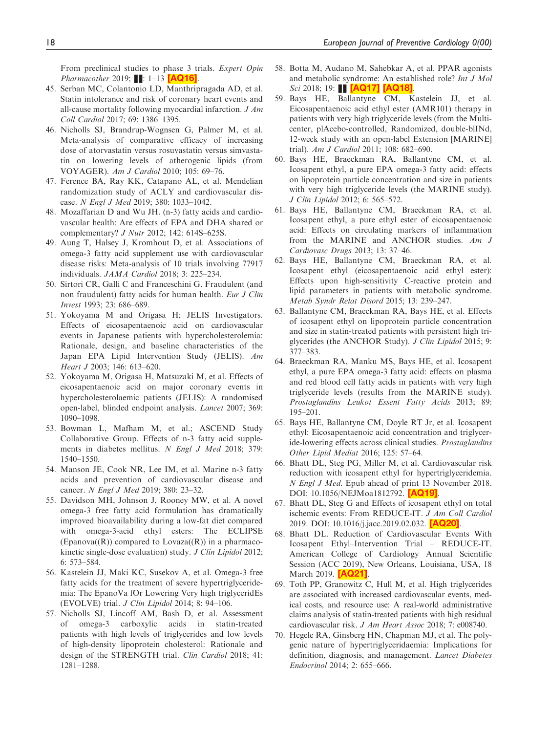From preclinical studies to phase 3 trials. *Expert Opin Pharmacother* 2019; ▌▌: 1–13 [AQ16].

45. Serban MC, Colantonio LD, Manthripragada AD, et al. Statin intolerance and risk of coronary heart events and all-cause mortality following myocardial infarction. *J Am Coll Cardiol* 2017; 69: 1386–1395.
46. Nicholls SJ, Brandrup-Wognsen G, Palmer M, et al. Meta-analysis of comparative efficacy of increasing dose of atorvastatin versus rosuvastatin versus simvastatin on lowering levels of atherogenic lipids (from VOYAGER). *Am J Cardiol* 2010; 105: 69–76.
47. Ference BA, Ray KK, Catapano AL, et al. Mendelian randomization study of ACLY and cardiovascular disease. *N Engl J Med* 2019; 380: 1033–1042.
48. Mozaffarian D and Wu JH. (n-3) fatty acids and cardiovascular health: Are effects of EPA and DHA shared or complementary? *J Nutr* 2012; 142: 614S–625S.
49. Aung T, Halsey J, Kromhout D, et al. Associations of omega-3 fatty acid supplement use with cardiovascular disease risks: Meta-analysis of 10 trials involving 77917 individuals. *JAMA Cardiol* 2018; 3: 225–234.
50. Sirtori CR, Galli C and Franceschini G. Fraudulent (and non fraudulent) fatty acids for human health. *Eur J Clin Invest* 1993; 23: 686–689.
51. Yokoyama M and Origasa H; JELIS Investigators. Effects of eicosapentaenoic acid on cardiovascular events in Japanese patients with hypercholesterolemia: Rationale, design, and baseline characteristics of the Japan EPA Lipid Intervention Study (JELIS). *Am Heart J* 2003; 146: 613–620.
52. Yokoyama M, Origasa H, Matsuzaki M, et al. Effects of eicosapentaenoic acid on major coronary events in hypercholesterolaemic patients (JELIS): A randomised open-label, blinded endpoint analysis. *Lancet* 2007; 369: 1090–1098.
53. Bowman L, Mafham M, et al.; ASCEND Study Collaborative Group. Effects of n-3 fatty acid supplements in diabetes mellitus. *N Engl J Med* 2018; 379: 1540–1550.
54. Manson JE, Cook NR, Lee IM, et al. Marine n-3 fatty acids and prevention of cardiovascular disease and cancer. *N Engl J Med* 2019; 380: 23–32.
55. Davidson MH, Johnson J, Rooney MW, et al. A novel omega-3 free fatty acid formulation has dramatically improved bioavailability during a low-fat diet compared with omega-3-acid ethyl esters: The ECLIPSE (Epanova((R)) compared to Lovaza((R)) in a pharmacokinetic single-dose evaluation) study. *J Clin Lipidol* 2012; 6: 573–584.
56. Kastelein JJ, Maki KC, Susekov A, et al. Omega-3 free fatty acids for the treatment of severe hypertriglyceridemia: The EpanoVa fOr Lowering Very high triglyceridEs (EVOLVE) trial. *J Clin Lipidol* 2014; 8: 94–106.
57. Nicholls SJ, Lincoff AM, Bash D, et al. Assessment of omega-3 carboxylic acids in statin-treated patients with high levels of triglycerides and low levels of high-density lipoprotein cholesterol: Rationale and design of the STRENGTH trial. *Clin Cardiol* 2018; 41: 1281–1288.
58. Botta M, Audano M, Sahebkar A, et al. PPAR agonists and metabolic syndrome: An established role? *Int J Mol Sci* 2018; 19: ▌▌ [AQ17] [AQ18].
59. Bays HE, Ballantyne CM, Kastelein JJ, et al. Eicosapentaenoic acid ethyl ester (AMR101) therapy in patients with very high triglyceride levels (from the Multi-center, plAcebo-controlled, Randomized, double-blINd, 12-week study with an open-label Extension [MARINE] trial). *Am J Cardiol* 2011; 108: 682–690.
60. Bays HE, Braeckman RA, Ballantyne CM, et al. Icosapent ethyl, a pure EPA omega-3 fatty acid: effects on lipoprotein particle concentration and size in patients with very high triglyceride levels (the MARINE study). *J Clin Lipidol* 2012; 6: 565–572.
61. Bays HE, Ballantyne CM, Braeckman RA, et al. Icosapent ethyl, a pure ethyl ester of eicosapentaenoic acid: Effects on circulating markers of inflammation from the MARINE and ANCHOR studies. *Am J Cardiovasc Drugs* 2013; 13: 37–46.
62. Bays HE, Ballantyne CM, Braeckman RA, et al. Icosapent ethyl (eicosapentaenoic acid ethyl ester): Effects upon high-sensitivity C-reactive protein and lipid parameters in patients with metabolic syndrome. *Metab Syndr Relat Disord* 2015; 13: 239–247.
63. Ballantyne CM, Braeckman RA, Bays HE, et al. Effects of icosapent ethyl on lipoprotein particle concentration and size in statin-treated patients with persistent high triglycerides (the ANCHOR Study). *J Clin Lipidol* 2015; 9: 377–383.
64. Braeckman RA, Manku MS, Bays HE, et al. Icosapent ethyl, a pure EPA omega-3 fatty acid: effects on plasma and red blood cell fatty acids in patients with very high triglyceride levels (results from the MARINE study). *Prostaglandins Leukot Essent Fatty Acids* 2013; 89: 195–201.
65. Bays HE, Ballantyne CM, Doyle RT Jr, et al. Icosapent ethyl: Eicosapentaenoic acid concentration and triglyceride-lowering effects across clinical studies. *Prostaglandins Other Lipid Mediat* 2016; 125: 57–64.
66. Bhatt DL, Steg PG, Miller M, et al. Cardiovascular risk reduction with icosapent ethyl for hypertriglyceridemia. *N Engl J Med*. Epub ahead of print 13 November 2018. DOI: 10.1056/NEJMoa1812792. [AQ19].
67. Bhatt DL, Steg G and Effects of icosapent ethyl on total ischemic events: From REDUCE-IT. *J Am Coll Cardiol* 2019. DOI: 10.1016/j.jacc.2019.02.032. [AQ20].
68. Bhatt DL. Reduction of Cardiovascular Events With Icosapent Ethyl–Intervention Trial – REDUCE-IT. American College of Cardiology Annual Scientific Session (ACC 2019), New Orleans, Louisiana, USA, 18 March 2019. [AQ21].
69. Toth PP, Granowitz C, Hull M, et al. High triglycerides are associated with increased cardiovascular events, medical costs, and resource use: A real-world administrative claims analysis of statin-treated patients with high residual cardiovascular risk. *J Am Heart Assoc* 2018; 7: e008740.
70. Hegele RA, Ginsberg HN, Chapman MJ, et al. The polygenic nature of hypertriglyceridaemia: Implications for definition, diagnosis, and management. *Lancet Diabetes Endocrinol* 2014; 2: 655–666.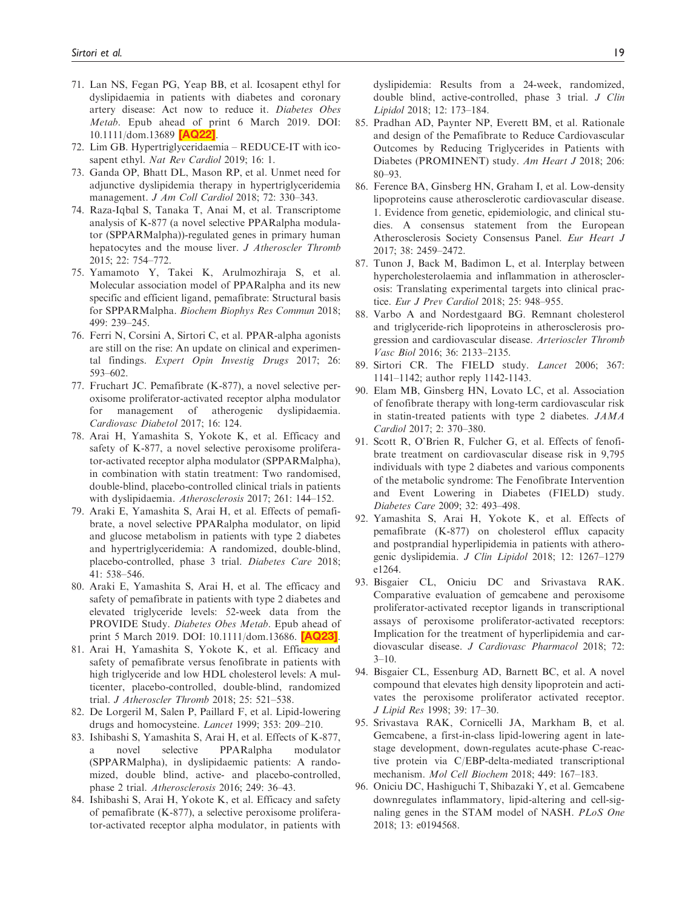71. Lan NS, Fegan PG, Yeap BB, et al. Icosapent ethyl for dyslipidaemia in patients with diabetes and coronary artery disease: Act now to reduce it. *Diabetes Obes Metab*. Epub ahead of print 6 March 2019. DOI: 10.1111/dom.13689 **[AQ22]**.
72. Lim GB. Hypertriglyceridaemia – REDUCE-IT with icosapent ethyl. *Nat Rev Cardiol* 2019; 16: 1.
73. Ganda OP, Bhatt DL, Mason RP, et al. Unmet need for adjunctive dyslipidemia therapy in hypertriglyceridemia management. *J Am Coll Cardiol* 2018; 72: 330–343.
74. Raza-Iqbal S, Tanaka T, Anai M, et al. Transcriptome analysis of K-877 (a novel selective PPARalpha modulator (SPPARMalpha))-regulated genes in primary human hepatocytes and the mouse liver. *J Atheroscler Thromb* 2015; 22: 754–772.
75. Yamamoto Y, Takei K, Arulmozhiraja S, et al. Molecular association model of PPARalpha and its new specific and efficient ligand, pemafibrate: Structural basis for SPPARMalpha. *Biochem Biophys Res Commun* 2018; 499: 239–245.
76. Ferri N, Corsini A, Sirtori C, et al. PPAR-alpha agonists are still on the rise: An update on clinical and experimental findings. *Expert Opin Investig Drugs* 2017; 26: 593–602.
77. Fruchart JC. Pemafibrate (K-877), a novel selective peroxisome proliferator-activated receptor alpha modulator for management of atherogenic dyslipidaemia. *Cardiovasc Diabetol* 2017; 16: 124.
78. Arai H, Yamashita S, Yokote K, et al. Efficacy and safety of K-877, a novel selective peroxisome proliferator-activated receptor alpha modulator (SPPARMalpha), in combination with statin treatment: Two randomised, double-blind, placebo-controlled clinical trials in patients with dyslipidaemia. *Atherosclerosis* 2017; 261: 144–152.
79. Araki E, Yamashita S, Arai H, et al. Effects of pemafibrate, a novel selective PPARalpha modulator, on lipid and glucose metabolism in patients with type 2 diabetes and hypertriglyceridemia: A randomized, double-blind, placebo-controlled, phase 3 trial. *Diabetes Care* 2018; 41: 538–546.
80. Araki E, Yamashita S, Arai H, et al. The efficacy and safety of pemafibrate in patients with type 2 diabetes and elevated triglyceride levels: 52-week data from the PROVIDE Study. *Diabetes Obes Metab*. Epub ahead of print 5 March 2019. DOI: 10.1111/dom.13686. **[AQ23]**.
81. Arai H, Yamashita S, Yokote K, et al. Efficacy and safety of pemafibrate versus fenofibrate in patients with high triglyceride and low HDL cholesterol levels: A multicenter, placebo-controlled, double-blind, randomized trial. *J Atheroscler Thromb* 2018; 25: 521–538.
82. De Lorgeril M, Salen P, Paillard F, et al. Lipid-lowering drugs and homocysteine. *Lancet* 1999; 353: 209–210.
83. Ishibashi S, Yamashita S, Arai H, et al. Effects of K-877, a novel selective PPARalpha modulator (SPPARMalpha), in dyslipidaemic patients: A randomized, double blind, active- and placebo-controlled, phase 2 trial. *Atherosclerosis* 2016; 249: 36–43.
84. Ishibashi S, Arai H, Yokote K, et al. Efficacy and safety of pemafibrate (K-877), a selective peroxisome proliferator-activated receptor alpha modulator, in patients with dyslipidemia: Results from a 24-week, randomized, double blind, active-controlled, phase 3 trial. *J Clin Lipidol* 2018; 12: 173–184.
85. Pradhan AD, Paynter NP, Everett BM, et al. Rationale and design of the Pemafibrate to Reduce Cardiovascular Outcomes by Reducing Triglycerides in Patients with Diabetes (PROMINENT) study. *Am Heart J* 2018; 206: 80–93.
86. Ference BA, Ginsberg HN, Graham I, et al. Low-density lipoproteins cause atherosclerotic cardiovascular disease. 1. Evidence from genetic, epidemiologic, and clinical studies. A consensus statement from the European Atherosclerosis Society Consensus Panel. *Eur Heart J* 2017; 38: 2459–2472.
87. Tunon J, Back M, Badimon L, et al. Interplay between hypercholesterolaemia and inflammation in atherosclerosis: Translating experimental targets into clinical practice. *Eur J Prev Cardiol* 2018; 25: 948–955.
88. Varbo A and Nordestgaard BG. Remnant cholesterol and triglyceride-rich lipoproteins in atherosclerosis progression and cardiovascular disease. *Arterioscler Thromb Vasc Biol* 2016; 36: 2133–2135.
89. Sirtori CR. The FIELD study. *Lancet* 2006; 367: 1141–1142; author reply 1142-1143.
90. Elam MB, Ginsberg HN, Lovato LC, et al. Association of fenofibrate therapy with long-term cardiovascular risk in statin-treated patients with type 2 diabetes. *JAMA Cardiol* 2017; 2: 370–380.
91. Scott R, O'Brien R, Fulcher G, et al. Effects of fenofibrate treatment on cardiovascular disease risk in 9,795 individuals with type 2 diabetes and various components of the metabolic syndrome: The Fenofibrate Intervention and Event Lowering in Diabetes (FIELD) study. *Diabetes Care* 2009; 32: 493–498.
92. Yamashita S, Arai H, Yokote K, et al. Effects of pemafibrate (K-877) on cholesterol efflux capacity and postprandial hyperlipidemia in patients with atherogenic dyslipidemia. *J Clin Lipidol* 2018; 12: 1267–1279 e1264.
93. Bisgaier CL, Oniciu DC and Srivastava RAK. Comparative evaluation of gemcabene and peroxisome proliferator-activated receptor ligands in transcriptional assays of peroxisome proliferator-activated receptors: Implication for the treatment of hyperlipidemia and cardiovascular disease. *J Cardiovasc Pharmacol* 2018; 72: 3–10.
94. Bisgaier CL, Essenburg AD, Barnett BC, et al. A novel compound that elevates high density lipoprotein and activates the peroxisome proliferator activated receptor. *J Lipid Res* 1998; 39: 17–30.
95. Srivastava RAK, Cornicelli JA, Markham B, et al. Gemcabene, a first-in-class lipid-lowering agent in late-stage development, down-regulates acute-phase C-reactive protein via C/EBP-delta-mediated transcriptional mechanism. *Mol Cell Biochem* 2018; 449: 167–183.
96. Oniciu DC, Hashiguchi T, Shibazaki Y, et al. Gemcabene downregulates inflammatory, lipid-altering and cell-signaling genes in the STAM model of NASH. *PLoS One* 2018; 13: e0194568.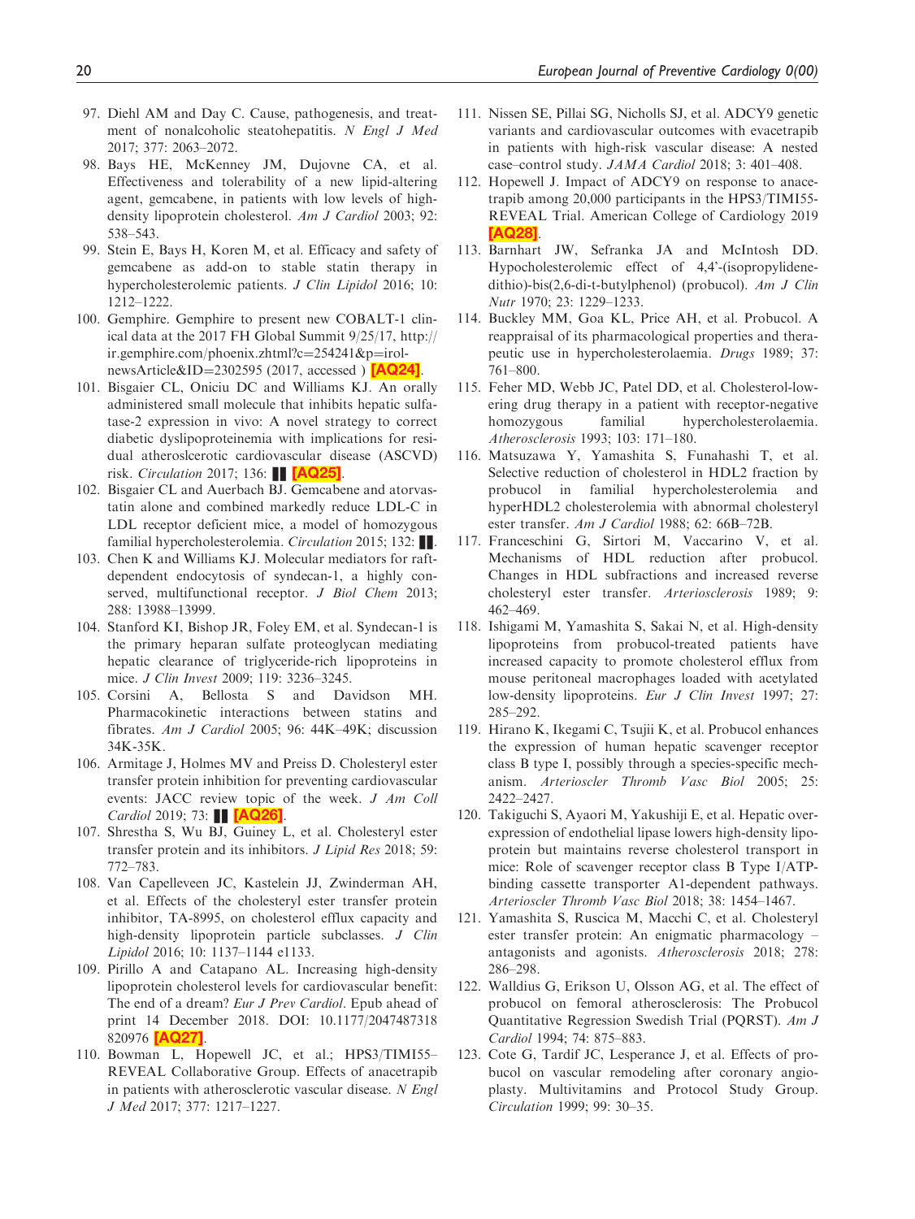97. Diehl AM and Day C. Cause, pathogenesis, and treatment of nonalcoholic steatohepatitis. *N Engl J Med* 2017; 377: 2063–2072.
98. Bays HE, McKenney JM, Dujovne CA, et al. Effectiveness and tolerability of a new lipid-altering agent, gemcabene, in patients with low levels of high-density lipoprotein cholesterol. *Am J Cardiol* 2003; 92: 538–543.
99. Stein E, Bays H, Koren M, et al. Efficacy and safety of gemcabene as add-on to stable statin therapy in hypercholesterolemic patients. *J Clin Lipidol* 2016; 10: 1212–1222.
100. Gemphire. Gemphire to present new COBALT-1 clinical data at the 2017 FH Global Summit 9/25/17, http://ir.gemphire.com/phoenix.zhtml?c=254241&p=irol-newsArticle&ID=2302595 (2017, accessed ) [AQ24].
101. Bisgaier CL, Oniciu DC and Williams KJ. An orally administered small molecule that inhibits hepatic sulfatase-2 expression in vivo: A novel strategy to correct diabetic dyslipoproteinemia with implications for residual atheroslcerotic cardiovascular disease (ASCVD) risk. *Circulation* 2017; 136: ▌▌ [AQ25].
102. Bisgaier CL and Auerbach BJ. Gemcabene and atorvastatin alone and combined markedly reduce LDL-C in LDL receptor deficient mice, a model of homozygous familial hypercholesterolemia. *Circulation* 2015; 132: ▌▌.
103. Chen K and Williams KJ. Molecular mediators for raft-dependent endocytosis of syndecan-1, a highly conserved, multifunctional receptor. *J Biol Chem* 2013; 288: 13988–13999.
104. Stanford KI, Bishop JR, Foley EM, et al. Syndecan-1 is the primary heparan sulfate proteoglycan mediating hepatic clearance of triglyceride-rich lipoproteins in mice. *J Clin Invest* 2009; 119: 3236–3245.
105. Corsini A, Bellosta S and Davidson MH. Pharmacokinetic interactions between statins and fibrates. *Am J Cardiol* 2005; 96: 44K–49K; discussion 34K-35K.
106. Armitage J, Holmes MV and Preiss D. Cholesteryl ester transfer protein inhibition for preventing cardiovascular events: JACC review topic of the week. *J Am Coll Cardiol* 2019; 73: ▌▌ [AQ26].
107. Shrestha S, Wu BJ, Guiney L, et al. Cholesteryl ester transfer protein and its inhibitors. *J Lipid Res* 2018; 59: 772–783.
108. Van Capelleveen JC, Kastelein JJ, Zwinderman AH, et al. Effects of the cholesteryl ester transfer protein inhibitor, TA-8995, on cholesterol efflux capacity and high-density lipoprotein particle subclasses. *J Clin Lipidol* 2016; 10: 1137–1144 e1133.
109. Pirillo A and Catapano AL. Increasing high-density lipoprotein cholesterol levels for cardiovascular benefit: The end of a dream? *Eur J Prev Cardiol*. Epub ahead of print 14 December 2018. DOI: 10.1177/2047487318820976 [AQ27].
110. Bowman L, Hopewell JC, et al.; HPS3/TIMI55–REVEAL Collaborative Group. Effects of anacetrapib in patients with atherosclerotic vascular disease. *N Engl J Med* 2017; 377: 1217–1227.
111. Nissen SE, Pillai SG, Nicholls SJ, et al. ADCY9 genetic variants and cardiovascular outcomes with evacetrapib in patients with high-risk vascular disease: A nested case–control study. *JAMA Cardiol* 2018; 3: 401–408.
112. Hopewell J. Impact of ADCY9 on response to anacetrapib among 20,000 participants in the HPS3/TIMI55-REVEAL Trial. American College of Cardiology 2019 [AQ28].
113. Barnhart JW, Sefranka JA and McIntosh DD. Hypocholesterolemic effect of 4,4'-(isopropylidenedithio)-bis(2,6-di-t-butylphenol) (probucol). *Am J Clin Nutr* 1970; 23: 1229–1233.
114. Buckley MM, Goa KL, Price AH, et al. Probucol. A reappraisal of its pharmacological properties and therapeutic use in hypercholesterolaemia. *Drugs* 1989; 37: 761–800.
115. Feher MD, Webb JC, Patel DD, et al. Cholesterol-lowering drug therapy in a patient with receptor-negative homozygous familial hypercholesterolaemia. *Atherosclerosis* 1993; 103: 171–180.
116. Matsuzawa Y, Yamashita S, Funahashi T, et al. Selective reduction of cholesterol in HDL2 fraction by probucol in familial hypercholesterolemia and hyperHDL2 cholesterolemia with abnormal cholesteryl ester transfer. *Am J Cardiol* 1988; 62: 66B–72B.
117. Franceschini G, Sirtori M, Vaccarino V, et al. Mechanisms of HDL reduction after probucol. Changes in HDL subfractions and increased reverse cholesteryl ester transfer. *Arteriosclerosis* 1989; 9: 462–469.
118. Ishigami M, Yamashita S, Sakai N, et al. High-density lipoproteins from probucol-treated patients have increased capacity to promote cholesterol efflux from mouse peritoneal macrophages loaded with acetylated low-density lipoproteins. *Eur J Clin Invest* 1997; 27: 285–292.
119. Hirano K, Ikegami C, Tsujii K, et al. Probucol enhances the expression of human hepatic scavenger receptor class B type I, possibly through a species-specific mechanism. *Arterioscler Thromb Vasc Biol* 2005; 25: 2422–2427.
120. Takiguchi S, Ayaori M, Yakushiji E, et al. Hepatic overexpression of endothelial lipase lowers high-density lipoprotein but maintains reverse cholesterol transport in mice: Role of scavenger receptor class B Type I/ATP-binding cassette transporter A1-dependent pathways. *Arterioscler Thromb Vasc Biol* 2018; 38: 1454–1467.
121. Yamashita S, Ruscica M, Macchi C, et al. Cholesteryl ester transfer protein: An enigmatic pharmacology – antagonists and agonists. *Atherosclerosis* 2018; 278: 286–298.
122. Walldius G, Erikson U, Olsson AG, et al. The effect of probucol on femoral atherosclerosis: The Probucol Quantitative Regression Swedish Trial (PQRST). *Am J Cardiol* 1994; 74: 875–883.
123. Cote G, Tardif JC, Lesperance J, et al. Effects of probucol on vascular remodeling after coronary angioplasty. Multivitamins and Protocol Study Group. *Circulation* 1999; 99: 30–35.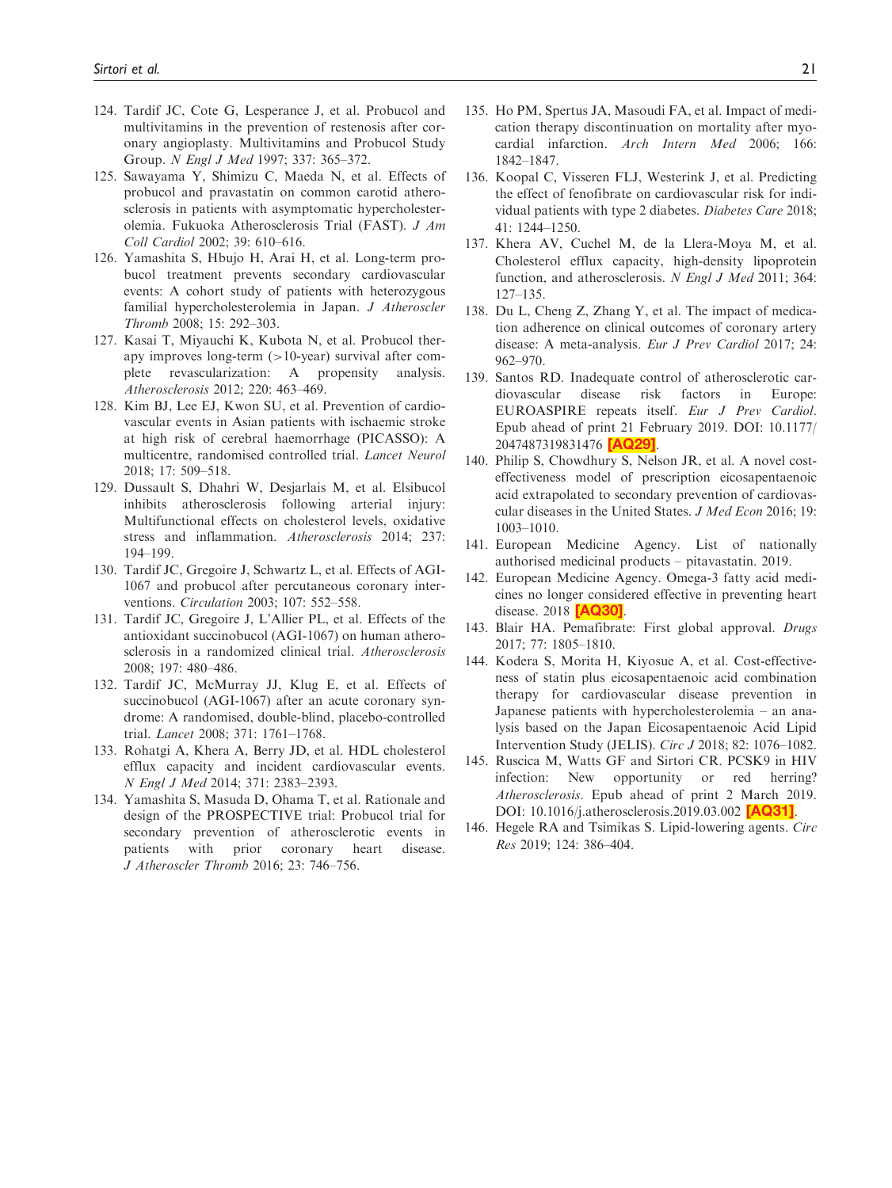124. Tardif JC, Cote G, Lesperance J, et al. Probucol and multivitamins in the prevention of restenosis after coronary angioplasty. Multivitamins and Probucol Study Group. *N Engl J Med* 1997; 337: 365–372.
125. Sawayama Y, Shimizu C, Maeda N, et al. Effects of probucol and pravastatin on common carotid atherosclerosis in patients with asymptomatic hypercholesterolemia. Fukuoka Atherosclerosis Trial (FAST). *J Am Coll Cardiol* 2002; 39: 610–616.
126. Yamashita S, Hbujo H, Arai H, et al. Long-term probucol treatment prevents secondary cardiovascular events: A cohort study of patients with heterozygous familial hypercholesterolemia in Japan. *J Atheroscler Thromb* 2008; 15: 292–303.
127. Kasai T, Miyauchi K, Kubota N, et al. Probucol therapy improves long-term (>10-year) survival after complete revascularization: A propensity analysis. *Atherosclerosis* 2012; 220: 463–469.
128. Kim BJ, Lee EJ, Kwon SU, et al. Prevention of cardiovascular events in Asian patients with ischaemic stroke at high risk of cerebral haemorrhage (PICASSO): A multicentre, randomised controlled trial. *Lancet Neurol* 2018; 17: 509–518.
129. Dussault S, Dhahri W, Desjarlais M, et al. Elsibucol inhibits atherosclerosis following arterial injury: Multifunctional effects on cholesterol levels, oxidative stress and inflammation. *Atherosclerosis* 2014; 237: 194–199.
130. Tardif JC, Gregoire J, Schwartz L, et al. Effects of AGI-1067 and probucol after percutaneous coronary interventions. *Circulation* 2003; 107: 552–558.
131. Tardif JC, Gregoire J, L'Allier PL, et al. Effects of the antioxidant succinobucol (AGI-1067) on human atherosclerosis in a randomized clinical trial. *Atherosclerosis* 2008; 197: 480–486.
132. Tardif JC, McMurray JJ, Klug E, et al. Effects of succinobucol (AGI-1067) after an acute coronary syndrome: A randomised, double-blind, placebo-controlled trial. *Lancet* 2008; 371: 1761–1768.
133. Rohatgi A, Khera A, Berry JD, et al. HDL cholesterol efflux capacity and incident cardiovascular events. *N Engl J Med* 2014; 371: 2383–2393.
134. Yamashita S, Masuda D, Ohama T, et al. Rationale and design of the PROSPECTIVE trial: Probucol trial for secondary prevention of atherosclerotic events in patients with prior coronary heart disease. *J Atheroscler Thromb* 2016; 23: 746–756.
135. Ho PM, Spertus JA, Masoudi FA, et al. Impact of medication therapy discontinuation on mortality after myocardial infarction. *Arch Intern Med* 2006; 166: 1842–1847.
136. Koopal C, Visseren FLJ, Westerink J, et al. Predicting the effect of fenofibrate on cardiovascular risk for individual patients with type 2 diabetes. *Diabetes Care* 2018; 41: 1244–1250.
137. Khera AV, Cuchel M, de la Llera-Moya M, et al. Cholesterol efflux capacity, high-density lipoprotein function, and atherosclerosis. *N Engl J Med* 2011; 364: 127–135.
138. Du L, Cheng Z, Zhang Y, et al. The impact of medication adherence on clinical outcomes of coronary artery disease: A meta-analysis. *Eur J Prev Cardiol* 2017; 24: 962–970.
139. Santos RD. Inadequate control of atherosclerotic cardiovascular disease risk factors in Europe: EUROASPIRE repeats itself. *Eur J Prev Cardiol*. Epub ahead of print 21 February 2019. DOI: 10.1177/2047487319831476 **[AQ29]**.
140. Philip S, Chowdhury S, Nelson JR, et al. A novel cost-effectiveness model of prescription eicosapentaenoic acid extrapolated to secondary prevention of cardiovascular diseases in the United States. *J Med Econ* 2016; 19: 1003–1010.
141. European Medicine Agency. List of nationally authorised medicinal products – pitavastatin. 2019.
142. European Medicine Agency. Omega-3 fatty acid medicines no longer considered effective in preventing heart disease. 2018 **[AQ30]**.
143. Blair HA. Pemafibrate: First global approval. *Drugs* 2017; 77: 1805–1810.
144. Kodera S, Morita H, Kiyosue A, et al. Cost-effectiveness of statin plus eicosapentaenoic acid combination therapy for cardiovascular disease prevention in Japanese patients with hypercholesterolemia – an analysis based on the Japan Eicosapentaenoic Acid Lipid Intervention Study (JELIS). *Circ J* 2018; 82: 1076–1082.
145. Ruscica M, Watts GF and Sirtori CR. PCSK9 in HIV infection: New opportunity or red herring? *Atherosclerosis*. Epub ahead of print 2 March 2019. DOI: 10.1016/j.atherosclerosis.2019.03.002 **[AQ31]**.
146. Hegele RA and Tsimikas S. Lipid-lowering agents. *Circ Res* 2019; 124: 386–404.